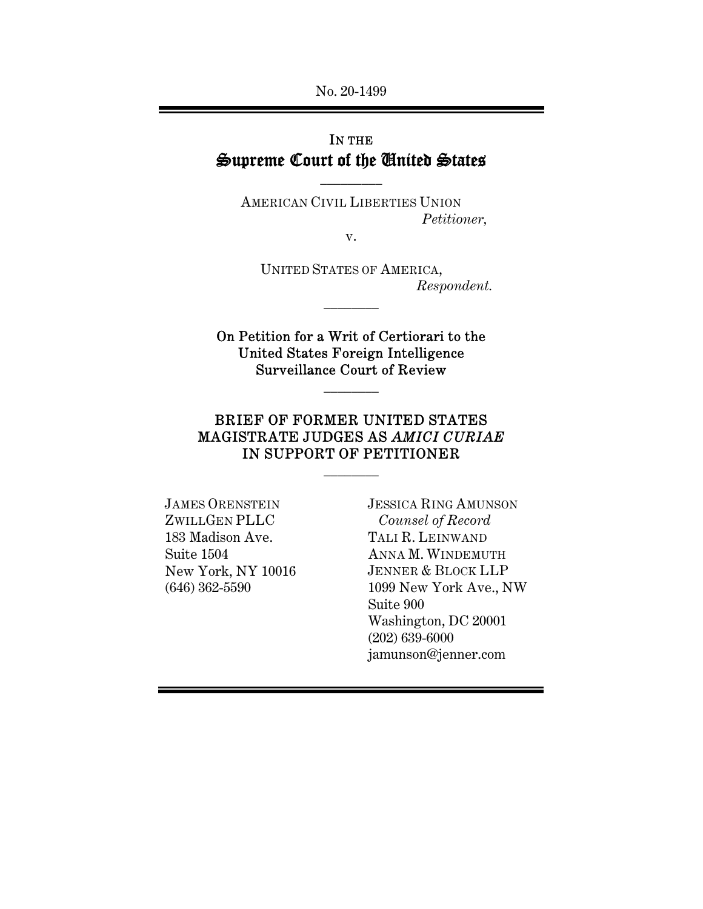No. 20-1499

IN THE
# Supreme Court of the United States

AMERICAN CIVIL LIBERTIES UNION
*Petitioner,*

v.

UNITED STATES OF AMERICA,
*Respondent.*

On Petition for a Writ of Certiorari to the United States Foreign Intelligence Surveillance Court of Review

## BRIEF OF FORMER UNITED STATES MAGISTRATE JUDGES AS *AMICI CURIAE* IN SUPPORT OF PETITIONER

JAMES ORENSTEIN
ZWILLGEN PLLC
183 Madison Ave.
Suite 1504
New York, NY 10016
(646) 362-5590

JESSICA RING AMUNSON
*Counsel of Record*
TALI R. LEINWAND
ANNA M. WINDEMUTH
JENNER & BLOCK LLP
1099 New York Ave., NW
Suite 900
Washington, DC 20001
(202) 639-6000
jamunson@jenner.com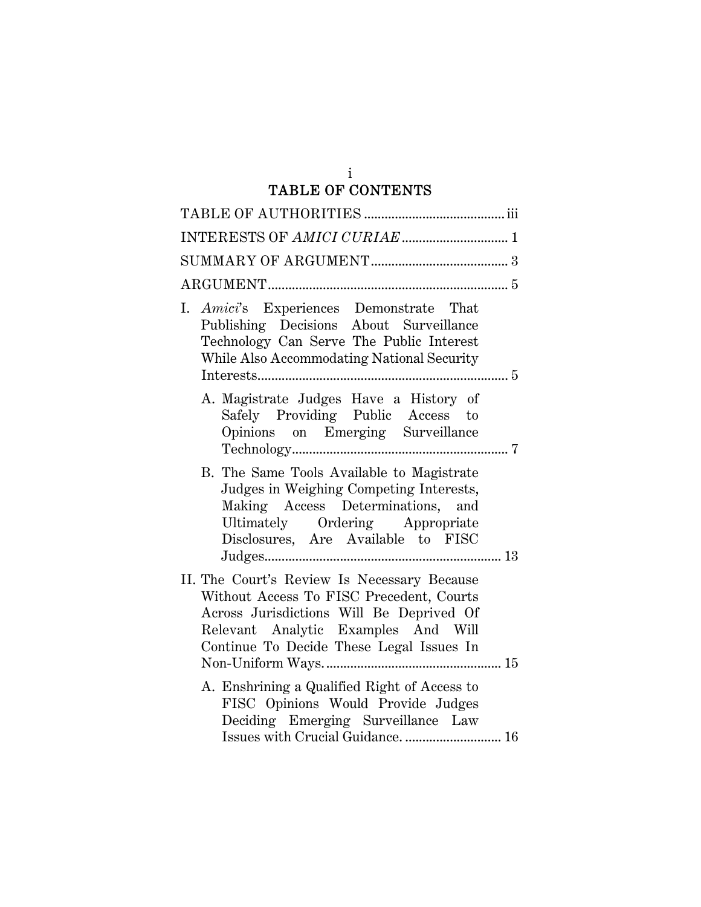# TABLE OF CONTENTS

TABLE OF AUTHORITIES ........................................ iii

INTERESTS OF *AMICI CURIAE* .............................. 1

SUMMARY OF ARGUMENT ....................................... 3

ARGUMENT ..................................................................... 5

I. *Amici*'s Experiences Demonstrate That Publishing Decisions About Surveillance Technology Can Serve The Public Interest While Also Accommodating National Security Interests ......................................................................... 5

   A. Magistrate Judges Have a History of Safely Providing Public Access to Opinions on Emerging Surveillance Technology .............................................................. 7

   B. The Same Tools Available to Magistrate Judges in Weighing Competing Interests, Making Access Determinations, and Ultimately Ordering Appropriate Disclosures, Are Available to FISC Judges ..................................................................... 13

II. The Court's Review Is Necessary Because Without Access To FISC Precedent, Courts Across Jurisdictions Will Be Deprived Of Relevant Analytic Examples And Will Continue To Decide These Legal Issues In Non-Uniform Ways. .................................................. 15

   A. Enshrining a Qualified Right of Access to FISC Opinions Would Provide Judges Deciding Emerging Surveillance Law Issues with Crucial Guidance. ............................ 16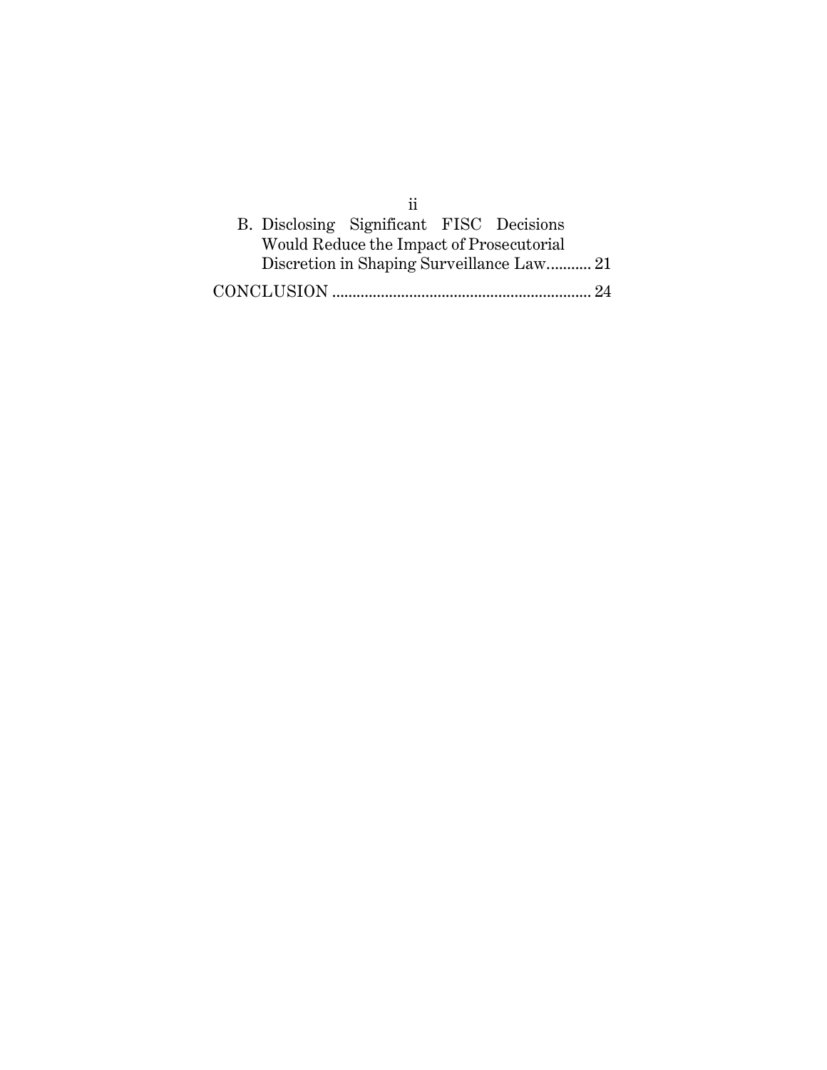B. Disclosing Significant FISC Decisions Would Reduce the Impact of Prosecutorial Discretion in Shaping Surveillance Law........... 21

CONCLUSION ................................................................ 24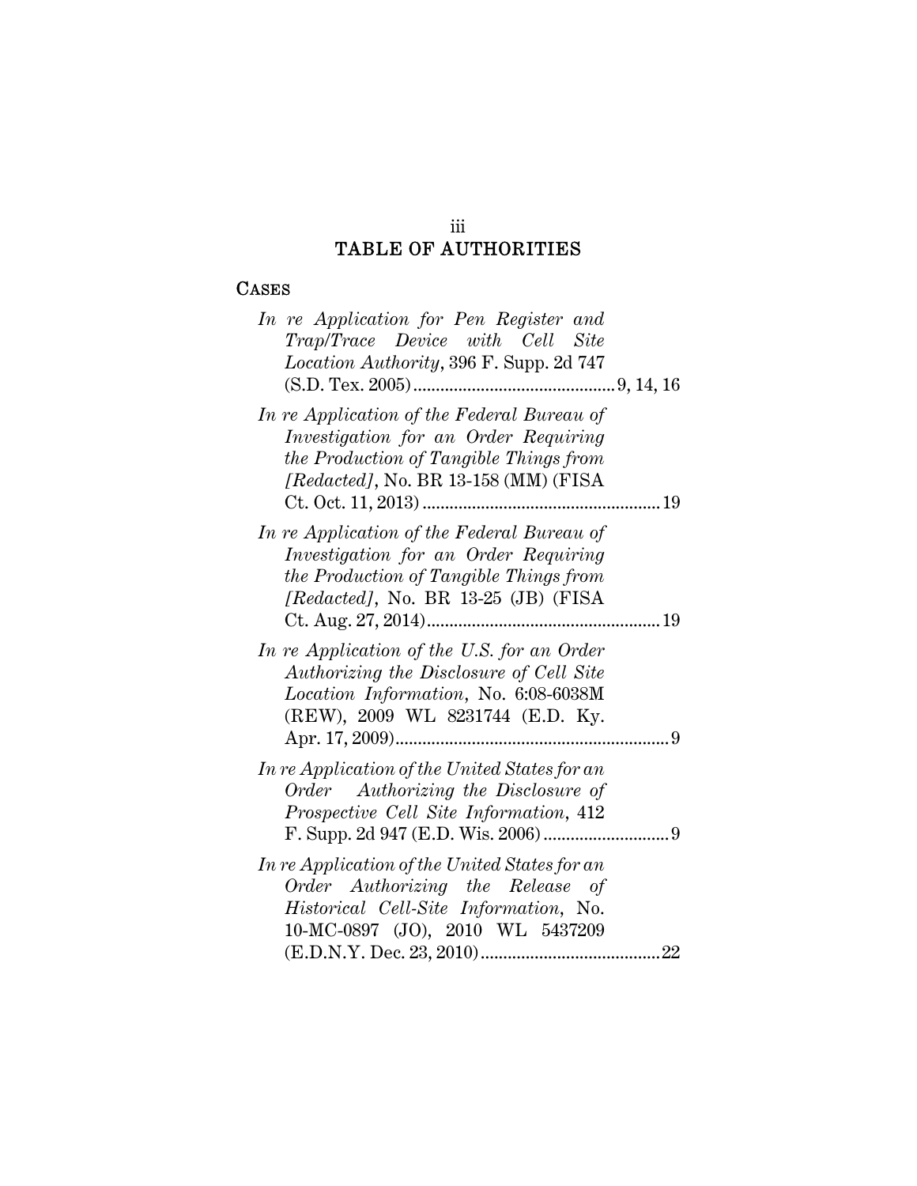# TABLE OF AUTHORITIES

## CASES

*In re Application for Pen Register and Trap/Trace Device with Cell Site Location Authority*, 396 F. Supp. 2d 747 (S.D. Tex. 2005) .......... 9, 14, 16

*In re Application of the Federal Bureau of Investigation for an Order Requiring the Production of Tangible Things from [Redacted]*, No. BR 13-158 (MM) (FISA Ct. Oct. 11, 2013) .......... 19

*In re Application of the Federal Bureau of Investigation for an Order Requiring the Production of Tangible Things from [Redacted]*, No. BR 13-25 (JB) (FISA Ct. Aug. 27, 2014) .......... 19

*In re Application of the U.S. for an Order Authorizing the Disclosure of Cell Site Location Information*, No. 6:08-6038M (REW), 2009 WL 8231744 (E.D. Ky. Apr. 17, 2009) .......... 9

*In re Application of the United States for an Order Authorizing the Disclosure of Prospective Cell Site Information*, 412 F. Supp. 2d 947 (E.D. Wis. 2006) .......... 9

*In re Application of the United States for an Order Authorizing the Release of Historical Cell-Site Information*, No. 10-MC-0897 (JO), 2010 WL 5437209 (E.D.N.Y. Dec. 23, 2010) .......... 22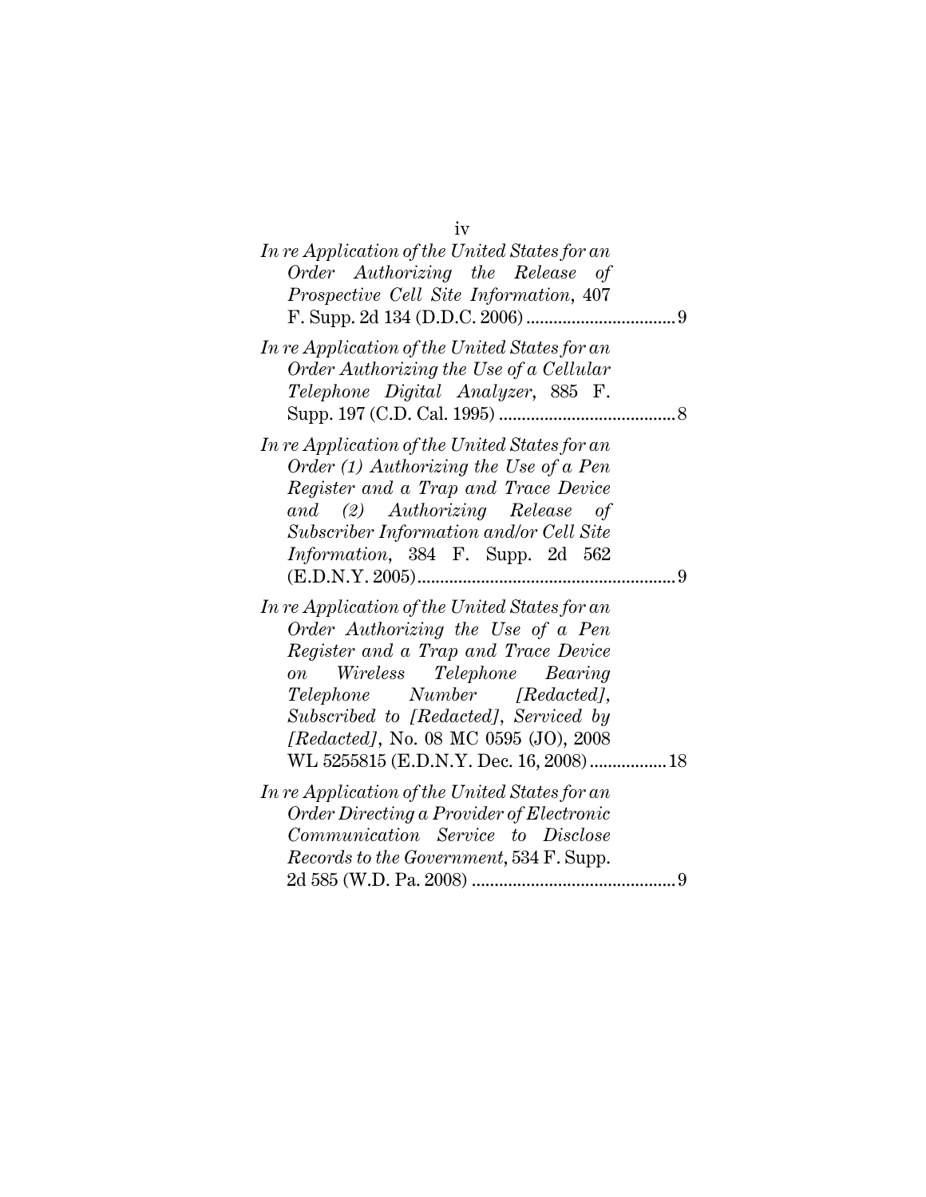*In re Application of the United States for an Order Authorizing the Release of Prospective Cell Site Information*, 407 F. Supp. 2d 134 (D.D.C. 2006) ................................ 9

*In re Application of the United States for an Order Authorizing the Use of a Cellular Telephone Digital Analyzer*, 885 F. Supp. 197 (C.D. Cal. 1995) ...................................... 8

*In re Application of the United States for an Order (1) Authorizing the Use of a Pen Register and a Trap and Trace Device and (2) Authorizing Release of Subscriber Information and/or Cell Site Information*, 384 F. Supp. 2d 562 (E.D.N.Y. 2005)......................................................... 9

*In re Application of the United States for an Order Authorizing the Use of a Pen Register and a Trap and Trace Device on Wireless Telephone Bearing Telephone Number [Redacted], Subscribed to [Redacted], Serviced by [Redacted]*, No. 08 MC 0595 (JO), 2008 WL 5255815 (E.D.N.Y. Dec. 16, 2008) ................. 18

*In re Application of the United States for an Order Directing a Provider of Electronic Communication Service to Disclose Records to the Government*, 534 F. Supp. 2d 585 (W.D. Pa. 2008) ............................................ 9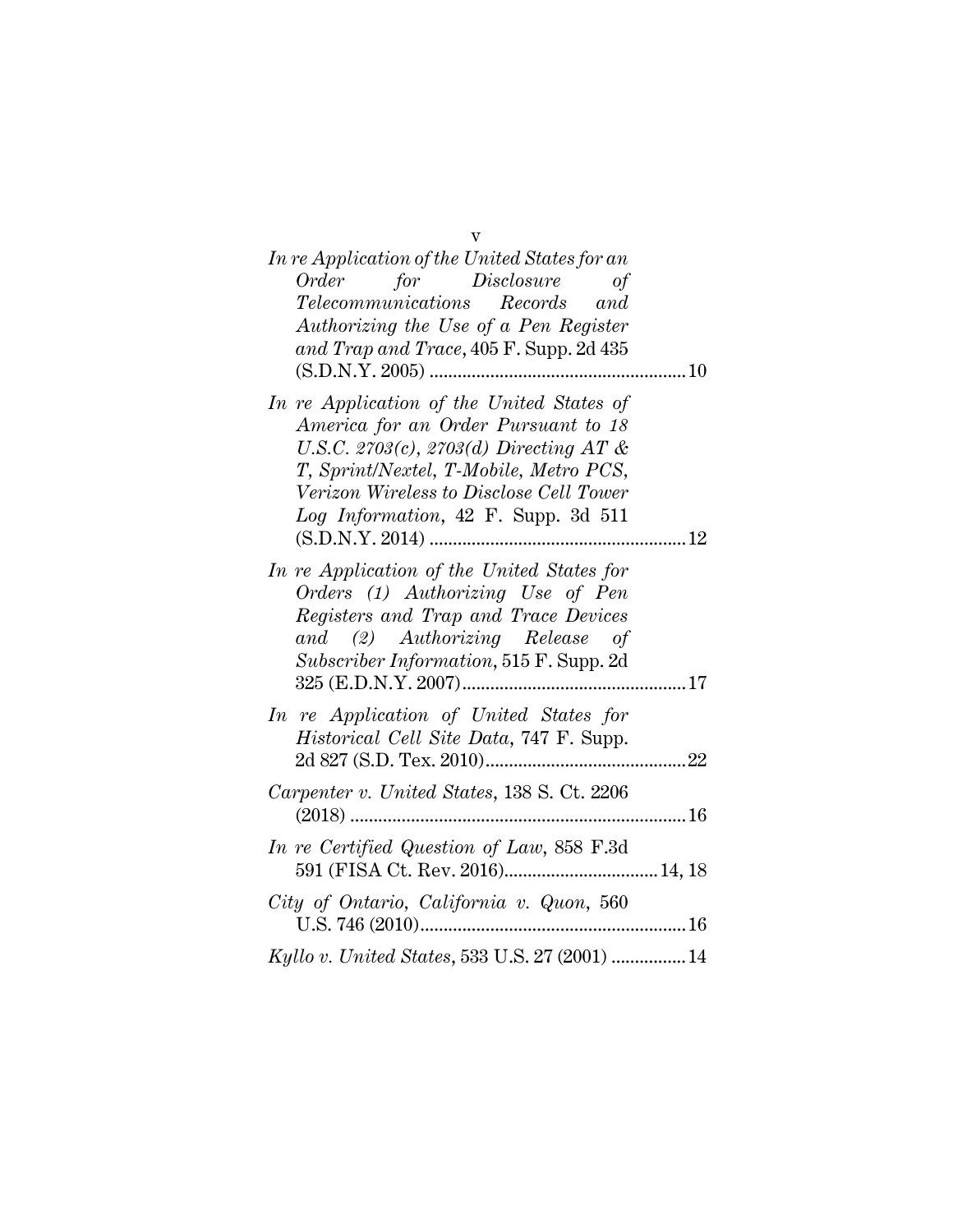*In re Application of the United States for an Order for Disclosure of Telecommunications Records and Authorizing the Use of a Pen Register and Trap and Trace*, 405 F. Supp. 2d 435 (S.D.N.Y. 2005) ....................................................... 10

*In re Application of the United States of America for an Order Pursuant to 18 U.S.C. 2703(c), 2703(d) Directing AT & T, Sprint/Nextel, T-Mobile, Metro PCS, Verizon Wireless to Disclose Cell Tower Log Information*, 42 F. Supp. 3d 511 (S.D.N.Y. 2014) ....................................................... 12

*In re Application of the United States for Orders (1) Authorizing Use of Pen Registers and Trap and Trace Devices and (2) Authorizing Release of Subscriber Information*, 515 F. Supp. 2d 325 (E.D.N.Y. 2007)................................................ 17

*In re Application of United States for Historical Cell Site Data*, 747 F. Supp. 2d 827 (S.D. Tex. 2010)........................................... 22

*Carpenter v. United States*, 138 S. Ct. 2206 (2018) ....................................................................... 16

*In re Certified Question of Law*, 858 F.3d 591 (FISA Ct. Rev. 2016)................................. 14, 18

*City of Ontario, California v. Quon*, 560 U.S. 746 (2010)......................................................... 16

*Kyllo v. United States*, 533 U.S. 27 (2001) ................ 14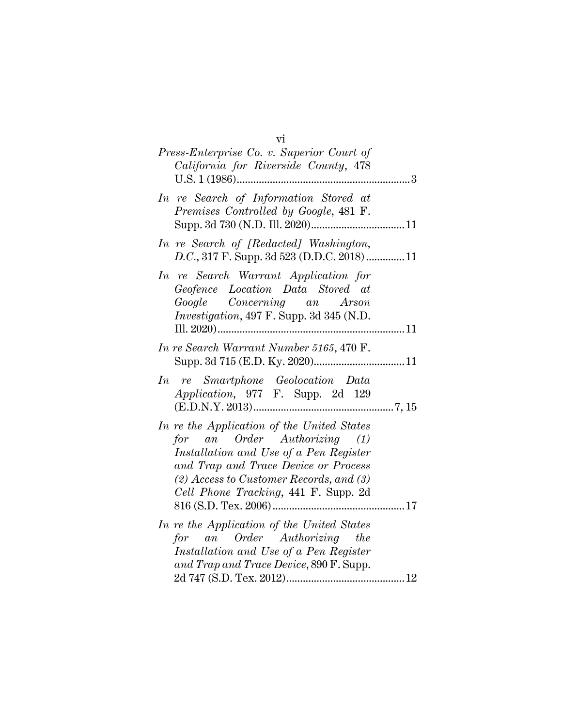*Press-Enterprise Co. v. Superior Court of California for Riverside County*, 478 U.S. 1 (1986) .......... 3

*In re Search of Information Stored at Premises Controlled by Google*, 481 F. Supp. 3d 730 (N.D. Ill. 2020) .......... 11

*In re Search of [Redacted] Washington, D.C.*, 317 F. Supp. 3d 523 (D.D.C. 2018) .......... 11

*In re Search Warrant Application for Geofence Location Data Stored at Google Concerning an Arson Investigation*, 497 F. Supp. 3d 345 (N.D. Ill. 2020) .......... 11

*In re Search Warrant Number 5165*, 470 F. Supp. 3d 715 (E.D. Ky. 2020) .......... 11

*In re Smartphone Geolocation Data Application*, 977 F. Supp. 2d 129 (E.D.N.Y. 2013) .......... 7, 15

*In re the Application of the United States for an Order Authorizing (1) Installation and Use of a Pen Register and Trap and Trace Device or Process (2) Access to Customer Records, and (3) Cell Phone Tracking*, 441 F. Supp. 2d 816 (S.D. Tex. 2006) .......... 17

*In re the Application of the United States for an Order Authorizing the Installation and Use of a Pen Register and Trap and Trace Device*, 890 F. Supp. 2d 747 (S.D. Tex. 2012) .......... 12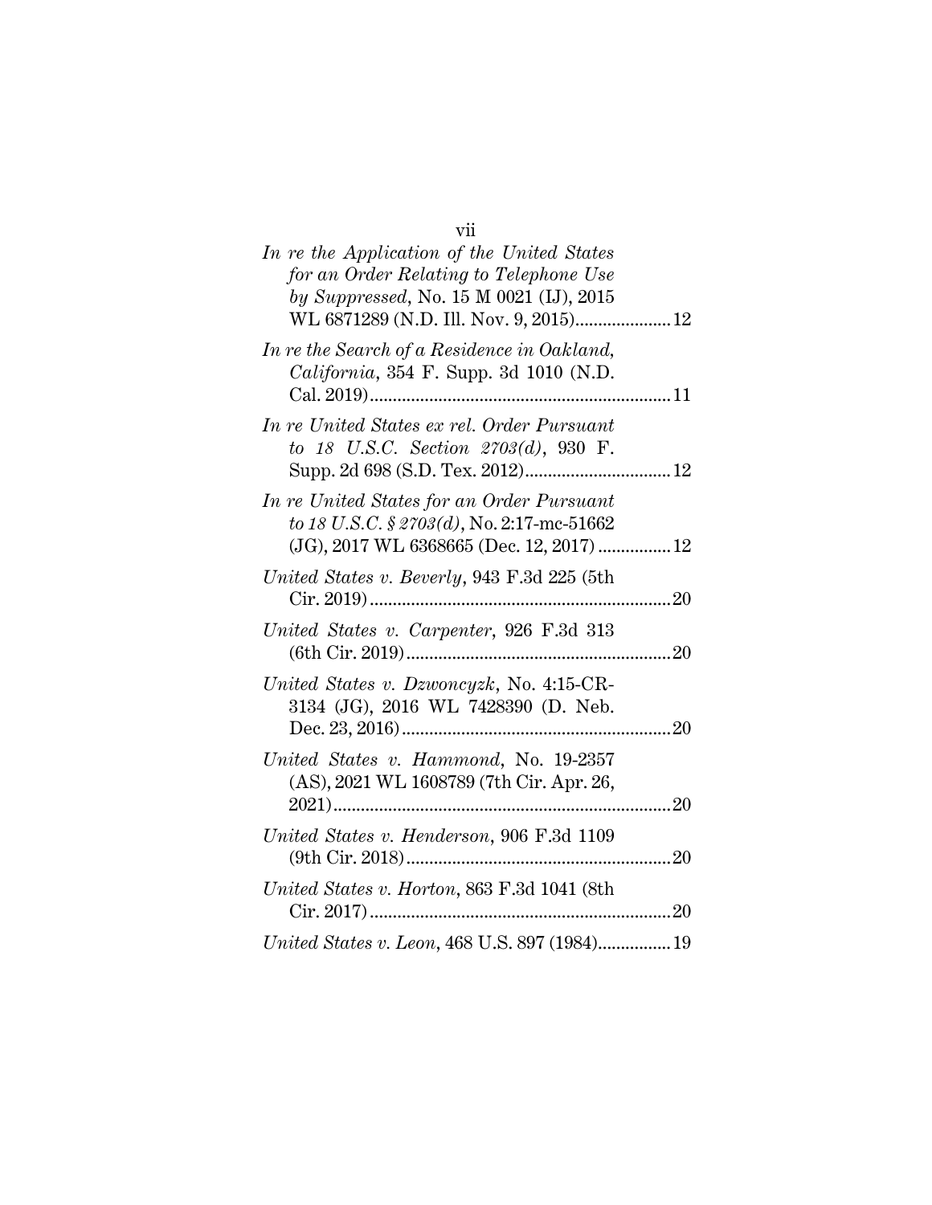*In re the Application of the United States for an Order Relating to Telephone Use by Suppressed*, No. 15 M 0021 (IJ), 2015 WL 6871289 (N.D. Ill. Nov. 9, 2015)....................12

*In re the Search of a Residence in Oakland, California*, 354 F. Supp. 3d 1010 (N.D. Cal. 2019)....................11

*In re United States ex rel. Order Pursuant to 18 U.S.C. Section 2703(d)*, 930 F. Supp. 2d 698 (S.D. Tex. 2012)....................12

*In re United States for an Order Pursuant to 18 U.S.C. § 2703(d)*, No. 2:17-mc-51662 (JG), 2017 WL 6368665 (Dec. 12, 2017)....................12

*United States v. Beverly*, 943 F.3d 225 (5th Cir. 2019)....................20

*United States v. Carpenter*, 926 F.3d 313 (6th Cir. 2019)....................20

*United States v. Dzwoncyzk*, No. 4:15-CR-3134 (JG), 2016 WL 7428390 (D. Neb. Dec. 23, 2016)....................20

*United States v. Hammond*, No. 19-2357 (AS), 2021 WL 1608789 (7th Cir. Apr. 26, 2021)....................20

*United States v. Henderson*, 906 F.3d 1109 (9th Cir. 2018)....................20

*United States v. Horton*, 863 F.3d 1041 (8th Cir. 2017)....................20

*United States v. Leon*, 468 U.S. 897 (1984)....................19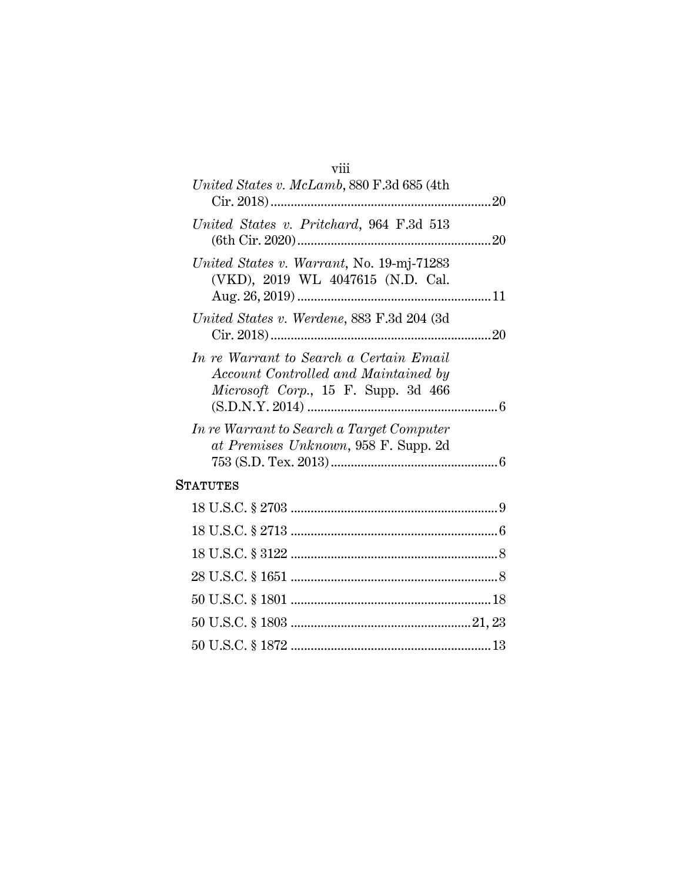*United States v. McLamb*, 880 F.3d 685 (4th Cir. 2018) .......... 20

*United States v. Pritchard*, 964 F.3d 513 (6th Cir. 2020) .......... 20

*United States v. Warrant*, No. 19-mj-71283 (VKD), 2019 WL 4047615 (N.D. Cal. Aug. 26, 2019) .......... 11

*United States v. Werdene*, 883 F.3d 204 (3d Cir. 2018) .......... 20

*In re Warrant to Search a Certain Email Account Controlled and Maintained by Microsoft Corp.*, 15 F. Supp. 3d 466 (S.D.N.Y. 2014) .......... 6

*In re Warrant to Search a Target Computer at Premises Unknown*, 958 F. Supp. 2d 753 (S.D. Tex. 2013) .......... 6

STATUTES

18 U.S.C. § 2703 .......... 9

18 U.S.C. § 2713 .......... 6

18 U.S.C. § 3122 .......... 8

28 U.S.C. § 1651 .......... 8

50 U.S.C. § 1801 .......... 18

50 U.S.C. § 1803 .......... 21, 23

50 U.S.C. § 1872 .......... 13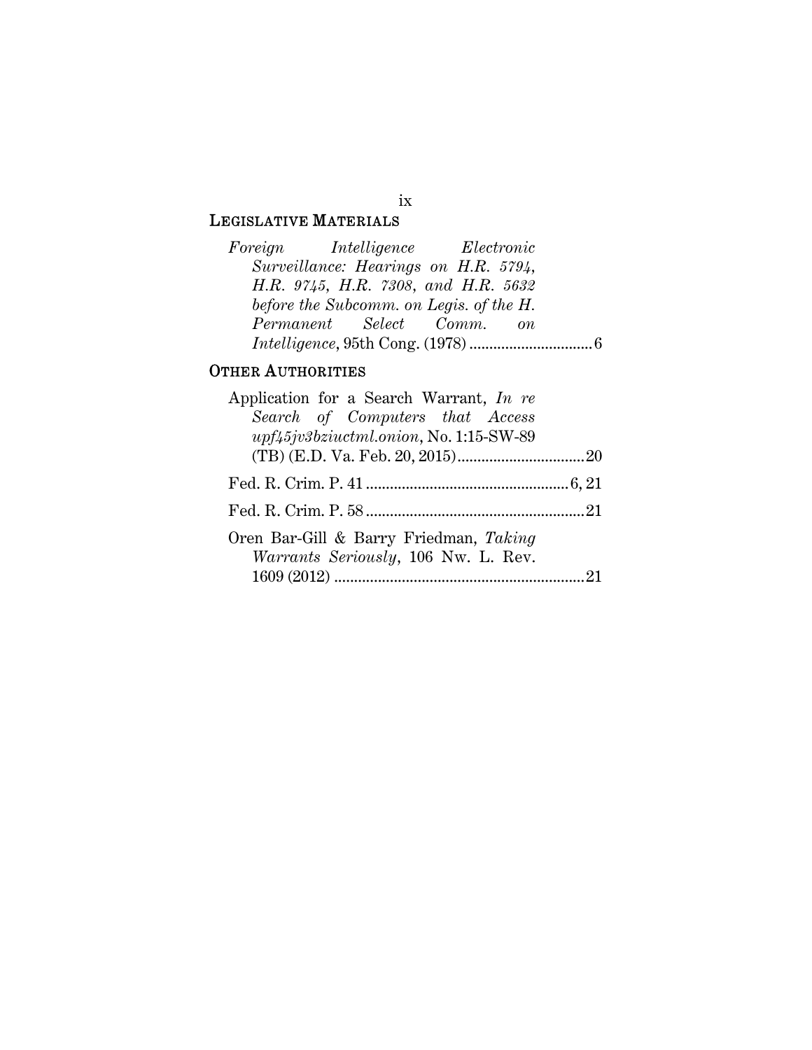## LEGISLATIVE MATERIALS

*Foreign Intelligence Electronic Surveillance: Hearings on H.R. 5794, H.R. 9745, H.R. 7308, and H.R. 5632 before the Subcomm. on Legis. of the H. Permanent Select Comm. on Intelligence*, 95th Cong. (1978) .............................. 6

## OTHER AUTHORITIES

Application for a Search Warrant, *In re Search of Computers that Access upf45jv3bziuctml.onion*, No. 1:15-SW-89 (TB) (E.D. Va. Feb. 20, 2015) ................................ 20

Fed. R. Crim. P. 41 .................................................. 6, 21

Fed. R. Crim. P. 58 ...................................................... 21

Oren Bar-Gill & Barry Friedman, *Taking Warrants Seriously*, 106 Nw. L. Rev. 1609 (2012) .............................................................. 21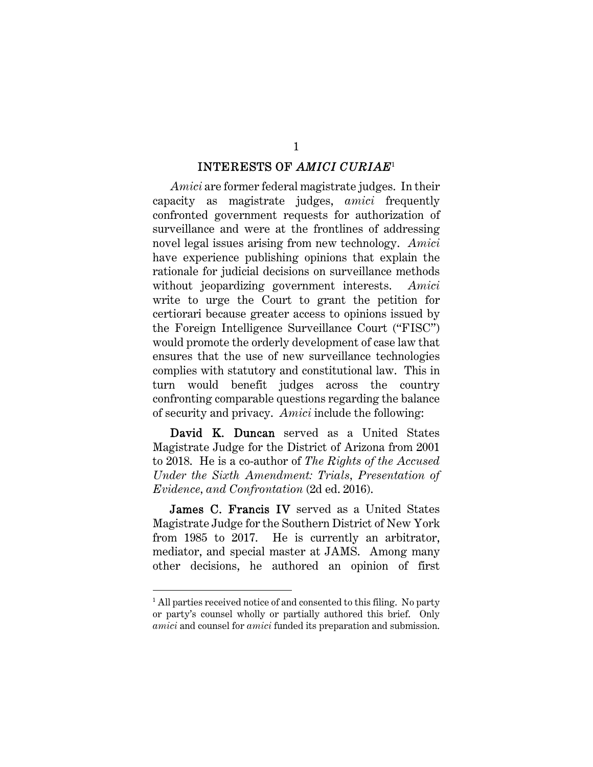## INTERESTS OF *AMICI CURIAE*[1]

*Amici* are former federal magistrate judges. In their capacity as magistrate judges, *amici* frequently confronted government requests for authorization of surveillance and were at the frontlines of addressing novel legal issues arising from new technology. *Amici* have experience publishing opinions that explain the rationale for judicial decisions on surveillance methods without jeopardizing government interests. *Amici* write to urge the Court to grant the petition for certiorari because greater access to opinions issued by the Foreign Intelligence Surveillance Court ("FISC") would promote the orderly development of case law that ensures that the use of new surveillance technologies complies with statutory and constitutional law. This in turn would benefit judges across the country confronting comparable questions regarding the balance of security and privacy. *Amici* include the following:

**David K. Duncan** served as a United States Magistrate Judge for the District of Arizona from 2001 to 2018. He is a co-author of *The Rights of the Accused Under the Sixth Amendment: Trials, Presentation of Evidence, and Confrontation* (2d ed. 2016).

**James C. Francis IV** served as a United States Magistrate Judge for the Southern District of New York from 1985 to 2017. He is currently an arbitrator, mediator, and special master at JAMS. Among many other decisions, he authored an opinion of first

---

[1] All parties received notice of and consented to this filing. No party or party's counsel wholly or partially authored this brief. Only *amici* and counsel for *amici* funded its preparation and submission.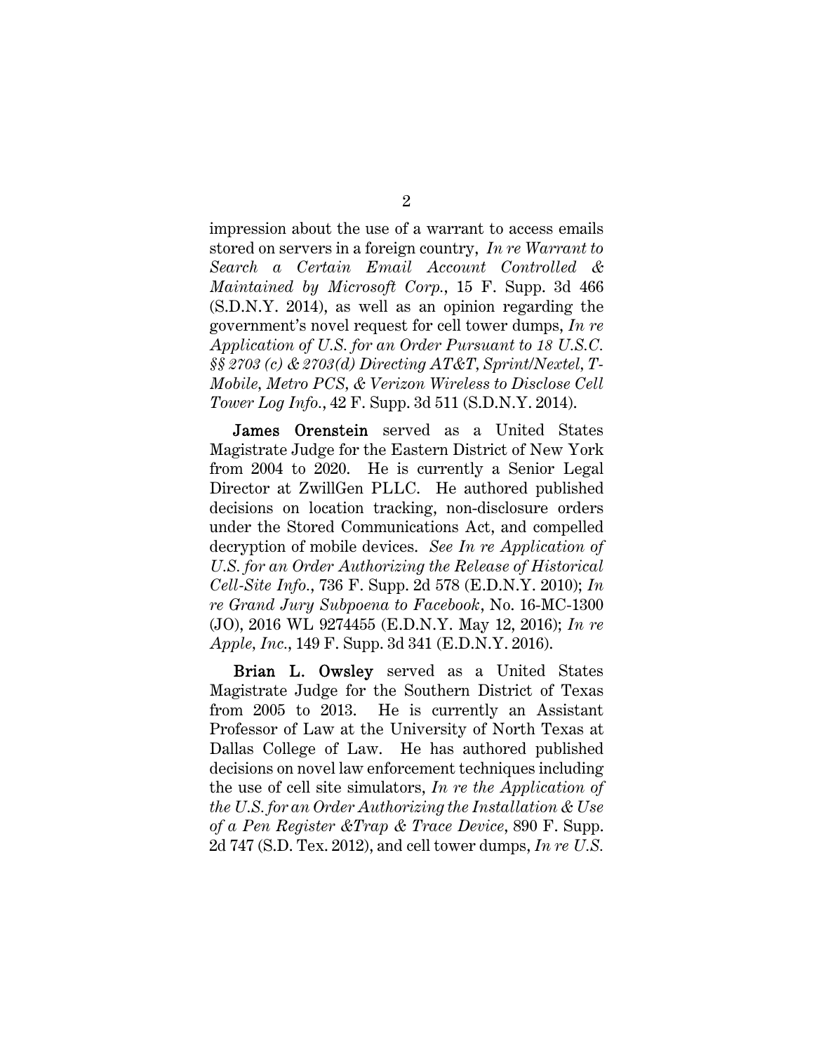impression about the use of a warrant to access emails stored on servers in a foreign country, *In re Warrant to Search a Certain Email Account Controlled & Maintained by Microsoft Corp.*, 15 F. Supp. 3d 466 (S.D.N.Y. 2014), as well as an opinion regarding the government's novel request for cell tower dumps, *In re Application of U.S. for an Order Pursuant to 18 U.S.C. §§ 2703 (c) & 2703(d) Directing AT&T, Sprint/Nextel, T-Mobile, Metro PCS, & Verizon Wireless to Disclose Cell Tower Log Info.*, 42 F. Supp. 3d 511 (S.D.N.Y. 2014).

**James Orenstein** served as a United States Magistrate Judge for the Eastern District of New York from 2004 to 2020. He is currently a Senior Legal Director at ZwillGen PLLC. He authored published decisions on location tracking, non-disclosure orders under the Stored Communications Act, and compelled decryption of mobile devices. *See In re Application of U.S. for an Order Authorizing the Release of Historical Cell-Site Info.*, 736 F. Supp. 2d 578 (E.D.N.Y. 2010); *In re Grand Jury Subpoena to Facebook*, No. 16-MC-1300 (JO), 2016 WL 9274455 (E.D.N.Y. May 12, 2016); *In re Apple, Inc.*, 149 F. Supp. 3d 341 (E.D.N.Y. 2016).

**Brian L. Owsley** served as a United States Magistrate Judge for the Southern District of Texas from 2005 to 2013. He is currently an Assistant Professor of Law at the University of North Texas at Dallas College of Law. He has authored published decisions on novel law enforcement techniques including the use of cell site simulators, *In re the Application of the U.S. for an Order Authorizing the Installation & Use of a Pen Register &Trap & Trace Device*, 890 F. Supp. 2d 747 (S.D. Tex. 2012), and cell tower dumps, *In re U.S.*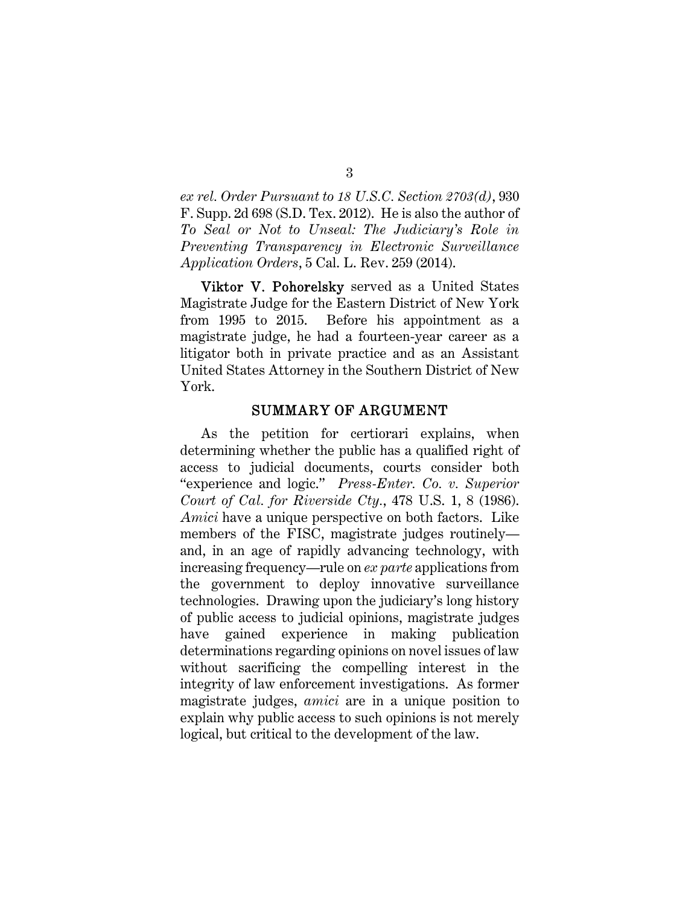*ex rel. Order Pursuant to 18 U.S.C. Section 2703(d)*, 930 F. Supp. 2d 698 (S.D. Tex. 2012). He is also the author of *To Seal or Not to Unseal: The Judiciary's Role in Preventing Transparency in Electronic Surveillance Application Orders*, 5 Cal. L. Rev. 259 (2014).

**Viktor V. Pohorelsky** served as a United States Magistrate Judge for the Eastern District of New York from 1995 to 2015. Before his appointment as a magistrate judge, he had a fourteen-year career as a litigator both in private practice and as an Assistant United States Attorney in the Southern District of New York.

## SUMMARY OF ARGUMENT

As the petition for certiorari explains, when determining whether the public has a qualified right of access to judicial documents, courts consider both "experience and logic." *Press-Enter. Co. v. Superior Court of Cal. for Riverside Cty.*, 478 U.S. 1, 8 (1986). *Amici* have a unique perspective on both factors. Like members of the FISC, magistrate judges routinely—and, in an age of rapidly advancing technology, with increasing frequency—rule on *ex parte* applications from the government to deploy innovative surveillance technologies. Drawing upon the judiciary's long history of public access to judicial opinions, magistrate judges have gained experience in making publication determinations regarding opinions on novel issues of law without sacrificing the compelling interest in the integrity of law enforcement investigations. As former magistrate judges, *amici* are in a unique position to explain why public access to such opinions is not merely logical, but critical to the development of the law.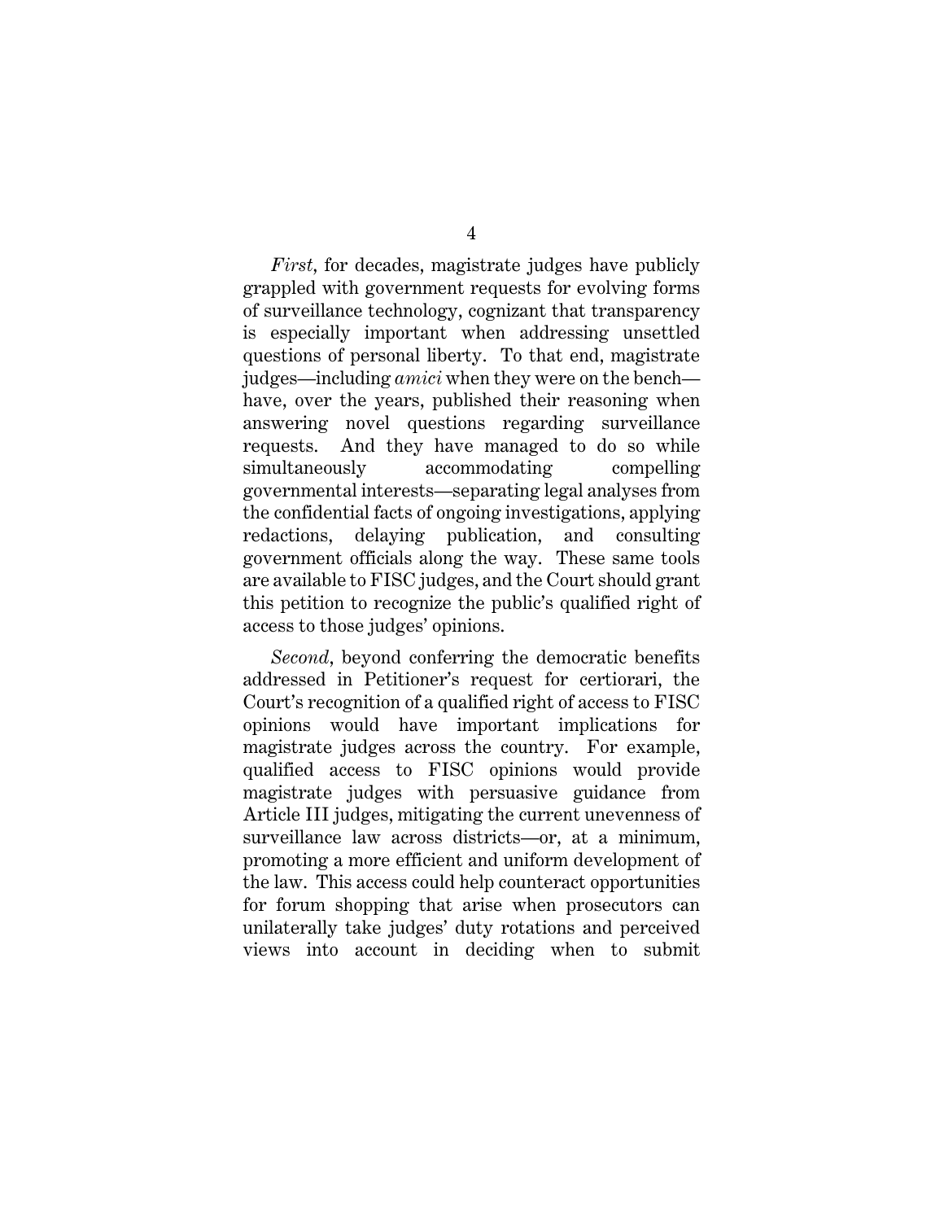*First*, for decades, magistrate judges have publicly grappled with government requests for evolving forms of surveillance technology, cognizant that transparency is especially important when addressing unsettled questions of personal liberty. To that end, magistrate judges—including *amici* when they were on the bench—have, over the years, published their reasoning when answering novel questions regarding surveillance requests. And they have managed to do so while simultaneously accommodating compelling governmental interests—separating legal analyses from the confidential facts of ongoing investigations, applying redactions, delaying publication, and consulting government officials along the way. These same tools are available to FISC judges, and the Court should grant this petition to recognize the public's qualified right of access to those judges' opinions.

*Second*, beyond conferring the democratic benefits addressed in Petitioner's request for certiorari, the Court's recognition of a qualified right of access to FISC opinions would have important implications for magistrate judges across the country. For example, qualified access to FISC opinions would provide magistrate judges with persuasive guidance from Article III judges, mitigating the current unevenness of surveillance law across districts—or, at a minimum, promoting a more efficient and uniform development of the law. This access could help counteract opportunities for forum shopping that arise when prosecutors can unilaterally take judges' duty rotations and perceived views into account in deciding when to submit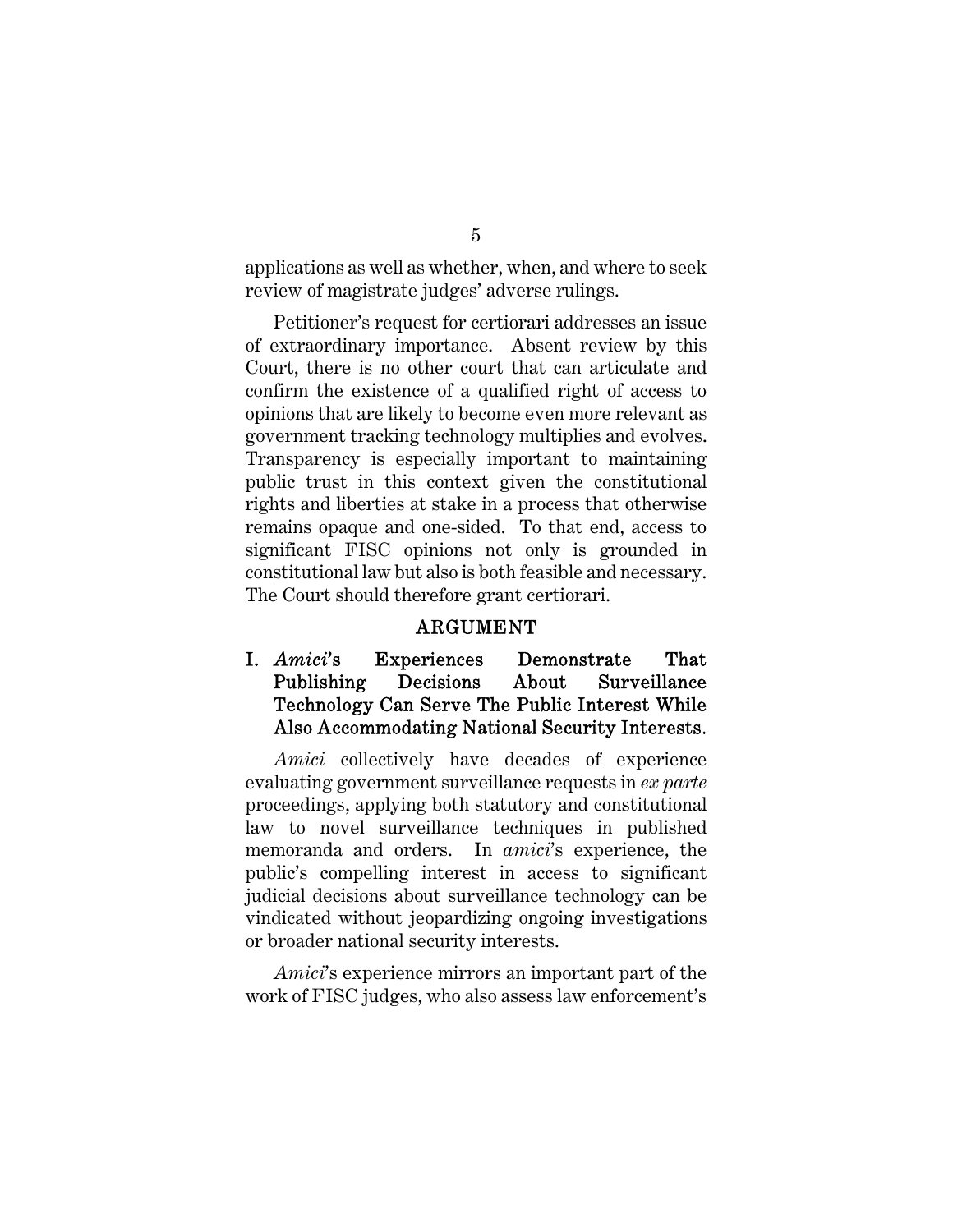applications as well as whether, when, and where to seek review of magistrate judges' adverse rulings.

Petitioner's request for certiorari addresses an issue of extraordinary importance. Absent review by this Court, there is no other court that can articulate and confirm the existence of a qualified right of access to opinions that are likely to become even more relevant as government tracking technology multiplies and evolves. Transparency is especially important to maintaining public trust in this context given the constitutional rights and liberties at stake in a process that otherwise remains opaque and one-sided. To that end, access to significant FISC opinions not only is grounded in constitutional law but also is both feasible and necessary. The Court should therefore grant certiorari.

## ARGUMENT

### I. *Amici*'s Experiences Demonstrate That Publishing Decisions About Surveillance Technology Can Serve The Public Interest While Also Accommodating National Security Interests.

*Amici* collectively have decades of experience evaluating government surveillance requests in *ex parte* proceedings, applying both statutory and constitutional law to novel surveillance techniques in published memoranda and orders. In *amici*'s experience, the public's compelling interest in access to significant judicial decisions about surveillance technology can be vindicated without jeopardizing ongoing investigations or broader national security interests.

*Amici*'s experience mirrors an important part of the work of FISC judges, who also assess law enforcement's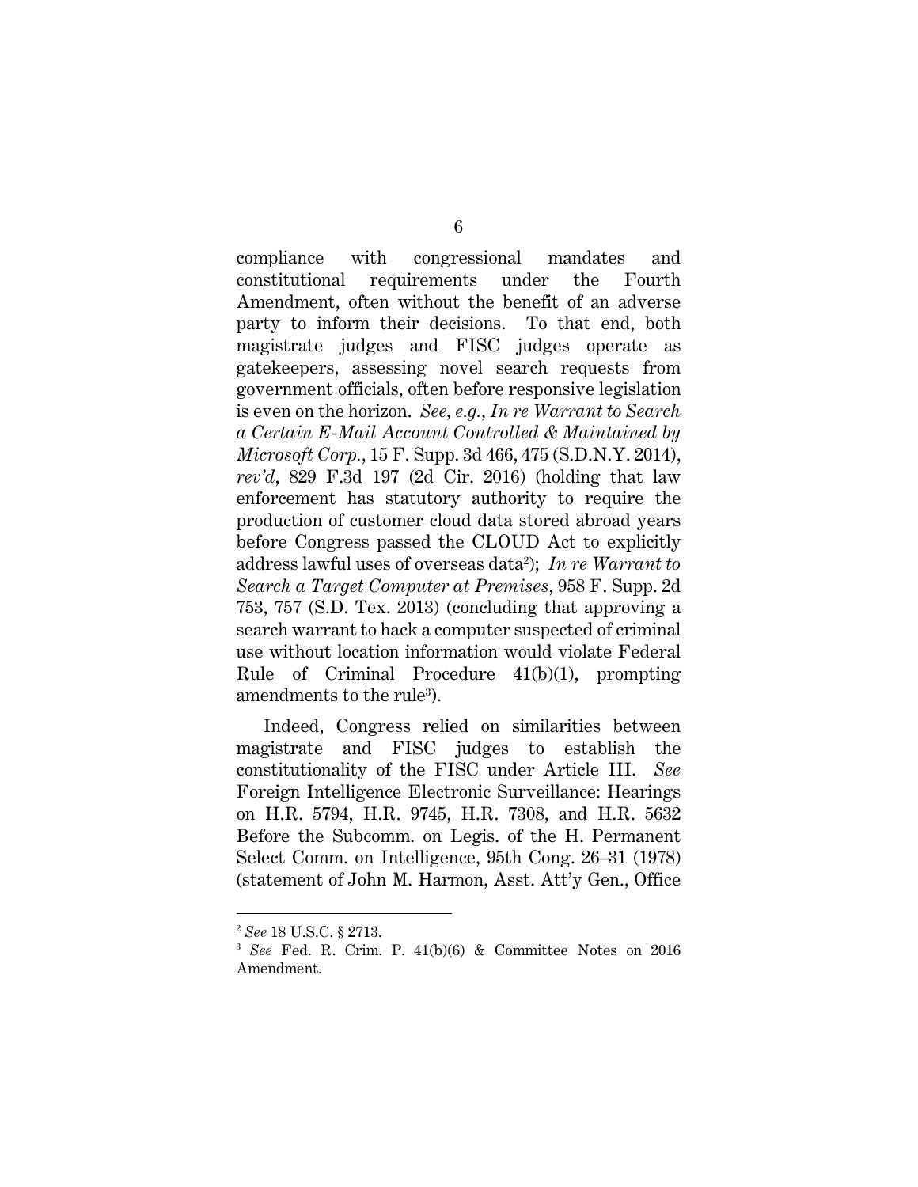compliance with congressional mandates and constitutional requirements under the Fourth Amendment, often without the benefit of an adverse party to inform their decisions. To that end, both magistrate judges and FISC judges operate as gatekeepers, assessing novel search requests from government officials, often before responsive legislation is even on the horizon. *See, e.g.*, *In re Warrant to Search a Certain E-Mail Account Controlled & Maintained by Microsoft Corp.*, 15 F. Supp. 3d 466, 475 (S.D.N.Y. 2014), *rev'd*, 829 F.3d 197 (2d Cir. 2016) (holding that law enforcement has statutory authority to require the production of customer cloud data stored abroad years before Congress passed the CLOUD Act to explicitly address lawful uses of overseas data[2]); *In re Warrant to Search a Target Computer at Premises*, 958 F. Supp. 2d 753, 757 (S.D. Tex. 2013) (concluding that approving a search warrant to hack a computer suspected of criminal use without location information would violate Federal Rule of Criminal Procedure 41(b)(1), prompting amendments to the rule[3]).

Indeed, Congress relied on similarities between magistrate and FISC judges to establish the constitutionality of the FISC under Article III. *See* Foreign Intelligence Electronic Surveillance: Hearings on H.R. 5794, H.R. 9745, H.R. 7308, and H.R. 5632 Before the Subcomm. on Legis. of the H. Permanent Select Comm. on Intelligence, 95th Cong. 26–31 (1978) (statement of John M. Harmon, Asst. Att'y Gen., Office

---

[2] *See* 18 U.S.C. § 2713.

[3] *See* Fed. R. Crim. P. 41(b)(6) & Committee Notes on 2016 Amendment.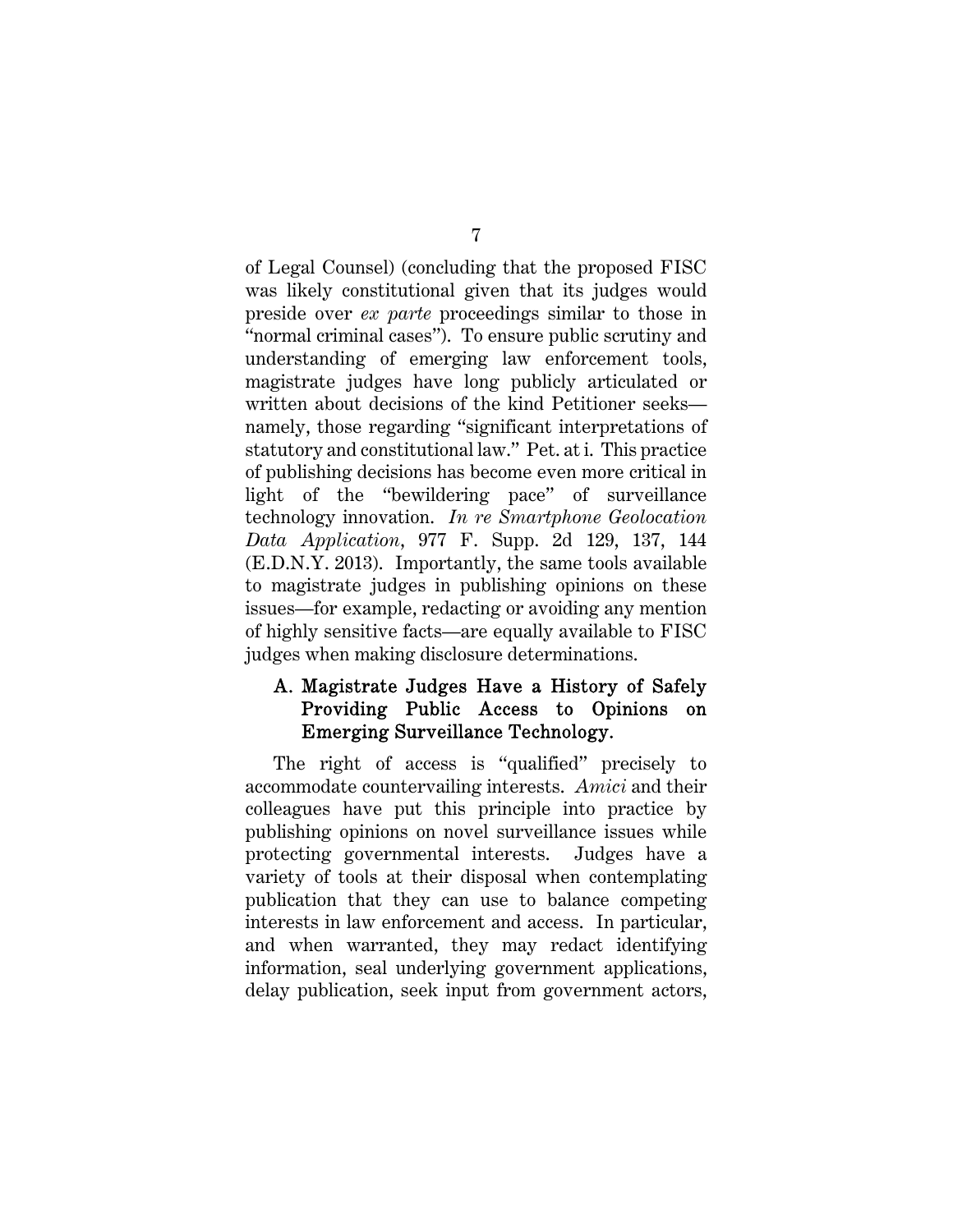of Legal Counsel) (concluding that the proposed FISC was likely constitutional given that its judges would preside over *ex parte* proceedings similar to those in "normal criminal cases"). To ensure public scrutiny and understanding of emerging law enforcement tools, magistrate judges have long publicly articulated or written about decisions of the kind Petitioner seeks—namely, those regarding "significant interpretations of statutory and constitutional law." Pet. at i. This practice of publishing decisions has become even more critical in light of the "bewildering pace" of surveillance technology innovation. *In re Smartphone Geolocation Data Application*, 977 F. Supp. 2d 129, 137, 144 (E.D.N.Y. 2013). Importantly, the same tools available to magistrate judges in publishing opinions on these issues—for example, redacting or avoiding any mention of highly sensitive facts—are equally available to FISC judges when making disclosure determinations.

### A. Magistrate Judges Have a History of Safely Providing Public Access to Opinions on Emerging Surveillance Technology.

The right of access is "qualified" precisely to accommodate countervailing interests. *Amici* and their colleagues have put this principle into practice by publishing opinions on novel surveillance issues while protecting governmental interests. Judges have a variety of tools at their disposal when contemplating publication that they can use to balance competing interests in law enforcement and access. In particular, and when warranted, they may redact identifying information, seal underlying government applications, delay publication, seek input from government actors,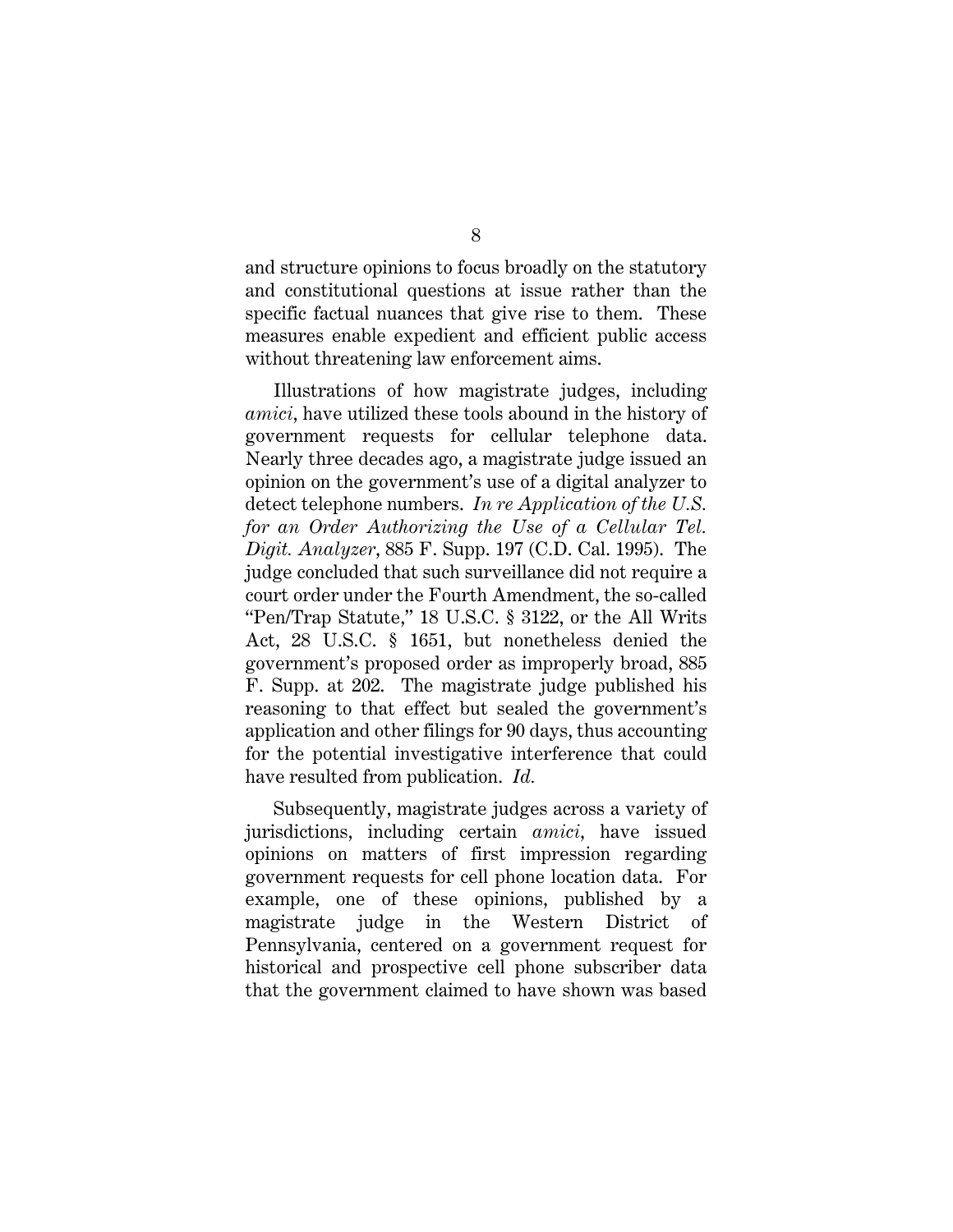and structure opinions to focus broadly on the statutory and constitutional questions at issue rather than the specific factual nuances that give rise to them. These measures enable expedient and efficient public access without threatening law enforcement aims.

Illustrations of how magistrate judges, including *amici*, have utilized these tools abound in the history of government requests for cellular telephone data. Nearly three decades ago, a magistrate judge issued an opinion on the government's use of a digital analyzer to detect telephone numbers. *In re Application of the U.S. for an Order Authorizing the Use of a Cellular Tel. Digit. Analyzer*, 885 F. Supp. 197 (C.D. Cal. 1995). The judge concluded that such surveillance did not require a court order under the Fourth Amendment, the so-called "Pen/Trap Statute," 18 U.S.C. § 3122, or the All Writs Act, 28 U.S.C. § 1651, but nonetheless denied the government's proposed order as improperly broad, 885 F. Supp. at 202. The magistrate judge published his reasoning to that effect but sealed the government's application and other filings for 90 days, thus accounting for the potential investigative interference that could have resulted from publication. *Id.*

Subsequently, magistrate judges across a variety of jurisdictions, including certain *amici*, have issued opinions on matters of first impression regarding government requests for cell phone location data. For example, one of these opinions, published by a magistrate judge in the Western District of Pennsylvania, centered on a government request for historical and prospective cell phone subscriber data that the government claimed to have shown was based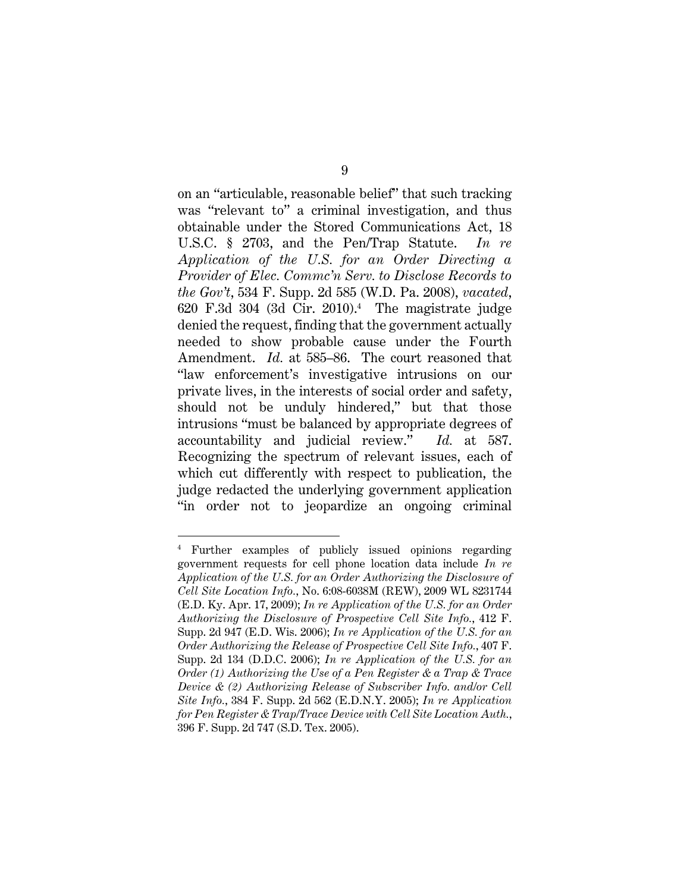on an "articulable, reasonable belief" that such tracking was "relevant to" a criminal investigation, and thus obtainable under the Stored Communications Act, 18 U.S.C. § 2703, and the Pen/Trap Statute. *In re Application of the U.S. for an Order Directing a Provider of Elec. Commc'n Serv. to Disclose Records to the Gov't*, 534 F. Supp. 2d 585 (W.D. Pa. 2008), *vacated*, 620 F.3d 304 (3d Cir. 2010).[4] The magistrate judge denied the request, finding that the government actually needed to show probable cause under the Fourth Amendment. *Id.* at 585–86. The court reasoned that "law enforcement's investigative intrusions on our private lives, in the interests of social order and safety, should not be unduly hindered," but that those intrusions "must be balanced by appropriate degrees of accountability and judicial review." *Id.* at 587. Recognizing the spectrum of relevant issues, each of which cut differently with respect to publication, the judge redacted the underlying government application "in order not to jeopardize an ongoing criminal

---

[4] Further examples of publicly issued opinions regarding government requests for cell phone location data include *In re Application of the U.S. for an Order Authorizing the Disclosure of Cell Site Location Info.*, No. 6:08-6038M (REW), 2009 WL 8231744 (E.D. Ky. Apr. 17, 2009); *In re Application of the U.S. for an Order Authorizing the Disclosure of Prospective Cell Site Info.*, 412 F. Supp. 2d 947 (E.D. Wis. 2006); *In re Application of the U.S. for an Order Authorizing the Release of Prospective Cell Site Info.*, 407 F. Supp. 2d 134 (D.D.C. 2006); *In re Application of the U.S. for an Order (1) Authorizing the Use of a Pen Register & a Trap & Trace Device & (2) Authorizing Release of Subscriber Info. and/or Cell Site Info.*, 384 F. Supp. 2d 562 (E.D.N.Y. 2005); *In re Application for Pen Register & Trap/Trace Device with Cell Site Location Auth.*, 396 F. Supp. 2d 747 (S.D. Tex. 2005).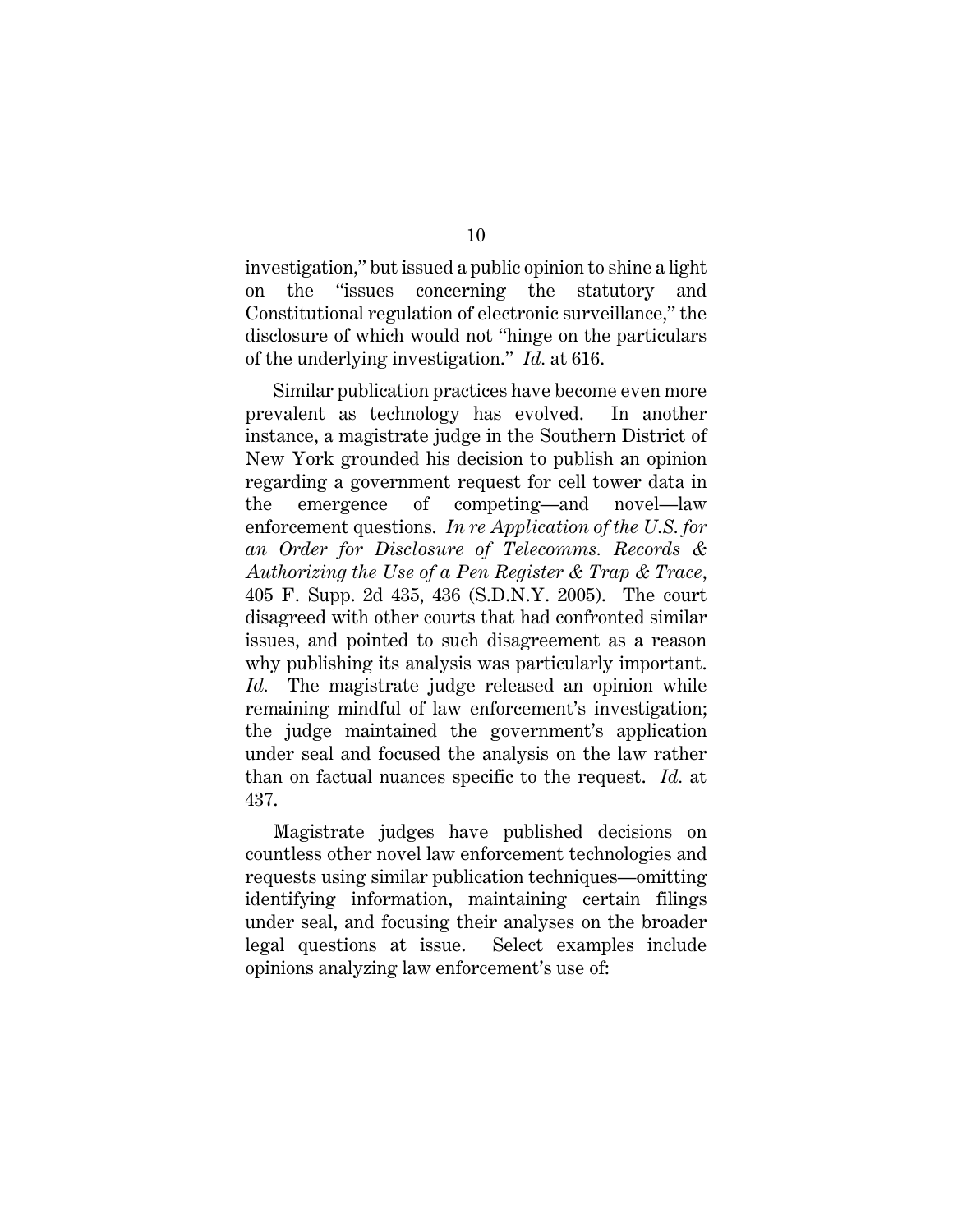investigation," but issued a public opinion to shine a light on the "issues concerning the statutory and Constitutional regulation of electronic surveillance," the disclosure of which would not "hinge on the particulars of the underlying investigation." *Id.* at 616.

Similar publication practices have become even more prevalent as technology has evolved. In another instance, a magistrate judge in the Southern District of New York grounded his decision to publish an opinion regarding a government request for cell tower data in the emergence of competing—and novel—law enforcement questions. *In re Application of the U.S. for an Order for Disclosure of Telecomms. Records & Authorizing the Use of a Pen Register & Trap & Trace*, 405 F. Supp. 2d 435, 436 (S.D.N.Y. 2005). The court disagreed with other courts that had confronted similar issues, and pointed to such disagreement as a reason why publishing its analysis was particularly important. *Id.* The magistrate judge released an opinion while remaining mindful of law enforcement's investigation; the judge maintained the government's application under seal and focused the analysis on the law rather than on factual nuances specific to the request. *Id.* at 437.

Magistrate judges have published decisions on countless other novel law enforcement technologies and requests using similar publication techniques—omitting identifying information, maintaining certain filings under seal, and focusing their analyses on the broader legal questions at issue. Select examples include opinions analyzing law enforcement's use of: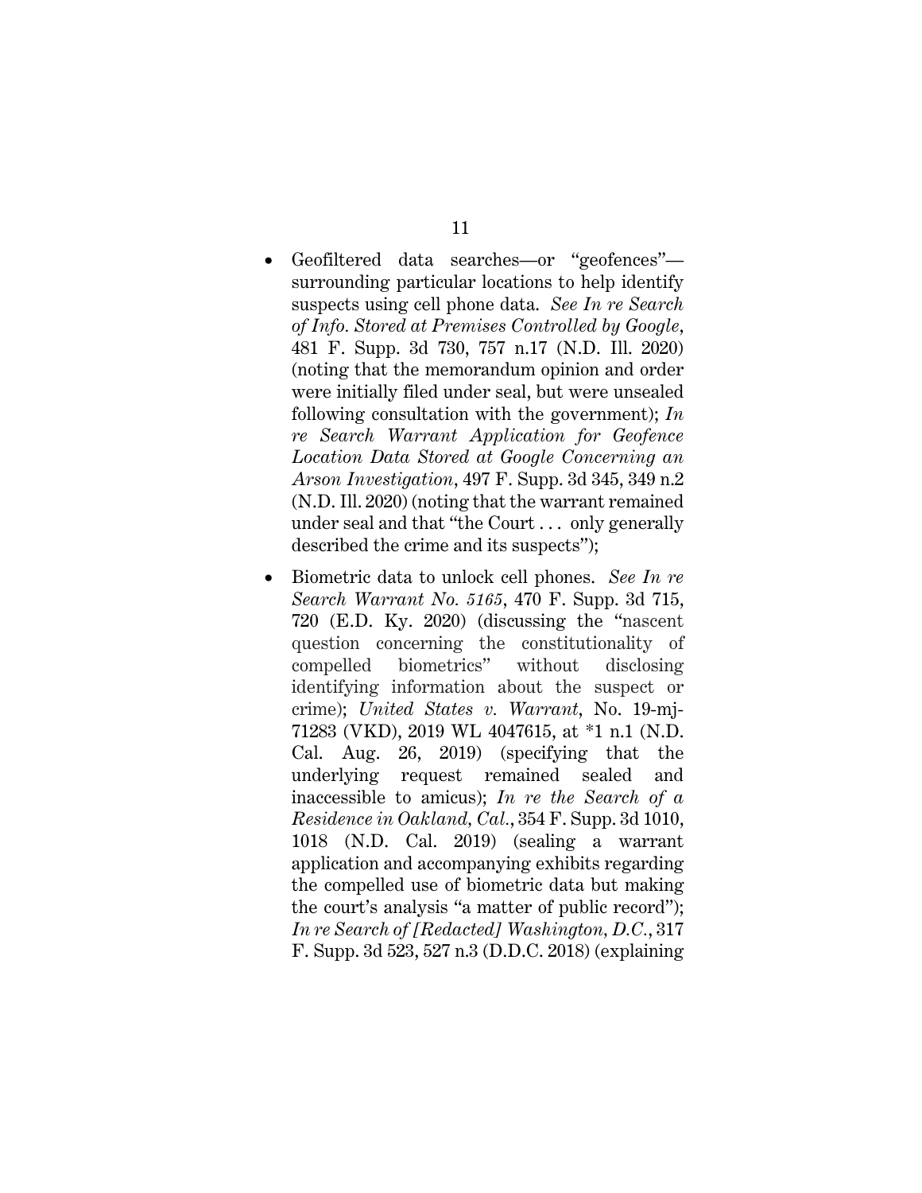- Geofiltered data searches—or "geofences"—surrounding particular locations to help identify suspects using cell phone data. *See In re Search of Info. Stored at Premises Controlled by Google*, 481 F. Supp. 3d 730, 757 n.17 (N.D. Ill. 2020) (noting that the memorandum opinion and order were initially filed under seal, but were unsealed following consultation with the government); *In re Search Warrant Application for Geofence Location Data Stored at Google Concerning an Arson Investigation*, 497 F. Supp. 3d 345, 349 n.2 (N.D. Ill. 2020) (noting that the warrant remained under seal and that "the Court . . . only generally described the crime and its suspects");

- Biometric data to unlock cell phones. *See In re Search Warrant No. 5165*, 470 F. Supp. 3d 715, 720 (E.D. Ky. 2020) (discussing the "nascent question concerning the constitutionality of compelled biometrics" without disclosing identifying information about the suspect or crime); *United States v. Warrant*, No. 19-mj-71283 (VKD), 2019 WL 4047615, at *1 n.1 (N.D. Cal. Aug. 26, 2019) (specifying that the underlying request remained sealed and inaccessible to amicus); *In re the Search of a Residence in Oakland, Cal.*, 354 F. Supp. 3d 1010, 1018 (N.D. Cal. 2019) (sealing a warrant application and accompanying exhibits regarding the compelled use of biometric data but making the court's analysis "a matter of public record"); *In re Search of [Redacted] Washington, D.C.*, 317 F. Supp. 3d 523, 527 n.3 (D.D.C. 2018) (explaining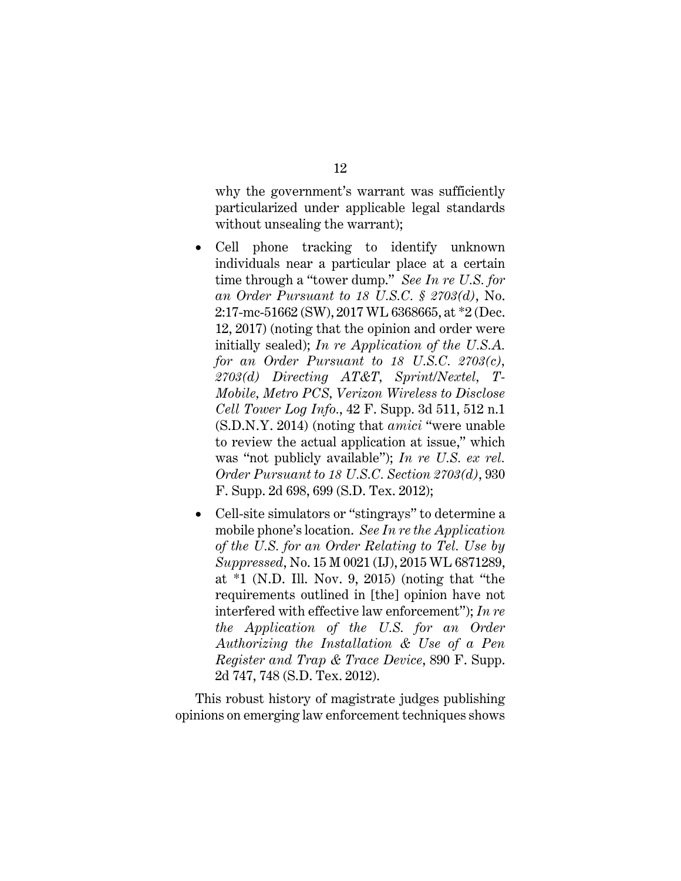why the government's warrant was sufficiently particularized under applicable legal standards without unsealing the warrant);

- Cell phone tracking to identify unknown individuals near a particular place at a certain time through a "tower dump." *See In re U.S. for an Order Pursuant to 18 U.S.C. § 2703(d)*, No. 2:17-mc-51662 (SW), 2017 WL 6368665, at *2 (Dec. 12, 2017) (noting that the opinion and order were initially sealed); *In re Application of the U.S.A. for an Order Pursuant to 18 U.S.C. 2703(c), 2703(d) Directing AT&T, Sprint/Nextel, T-Mobile, Metro PCS, Verizon Wireless to Disclose Cell Tower Log Info.*, 42 F. Supp. 3d 511, 512 n.1 (S.D.N.Y. 2014) (noting that *amici* "were unable to review the actual application at issue," which was "not publicly available"); *In re U.S. ex rel. Order Pursuant to 18 U.S.C. Section 2703(d)*, 930 F. Supp. 2d 698, 699 (S.D. Tex. 2012);
- Cell-site simulators or "stingrays" to determine a mobile phone's location. *See In re the Application of the U.S. for an Order Relating to Tel. Use by Suppressed*, No. 15 M 0021 (IJ), 2015 WL 6871289, at *1 (N.D. Ill. Nov. 9, 2015) (noting that "the requirements outlined in [the] opinion have not interfered with effective law enforcement"); *In re the Application of the U.S. for an Order Authorizing the Installation & Use of a Pen Register and Trap & Trace Device*, 890 F. Supp. 2d 747, 748 (S.D. Tex. 2012).

This robust history of magistrate judges publishing opinions on emerging law enforcement techniques shows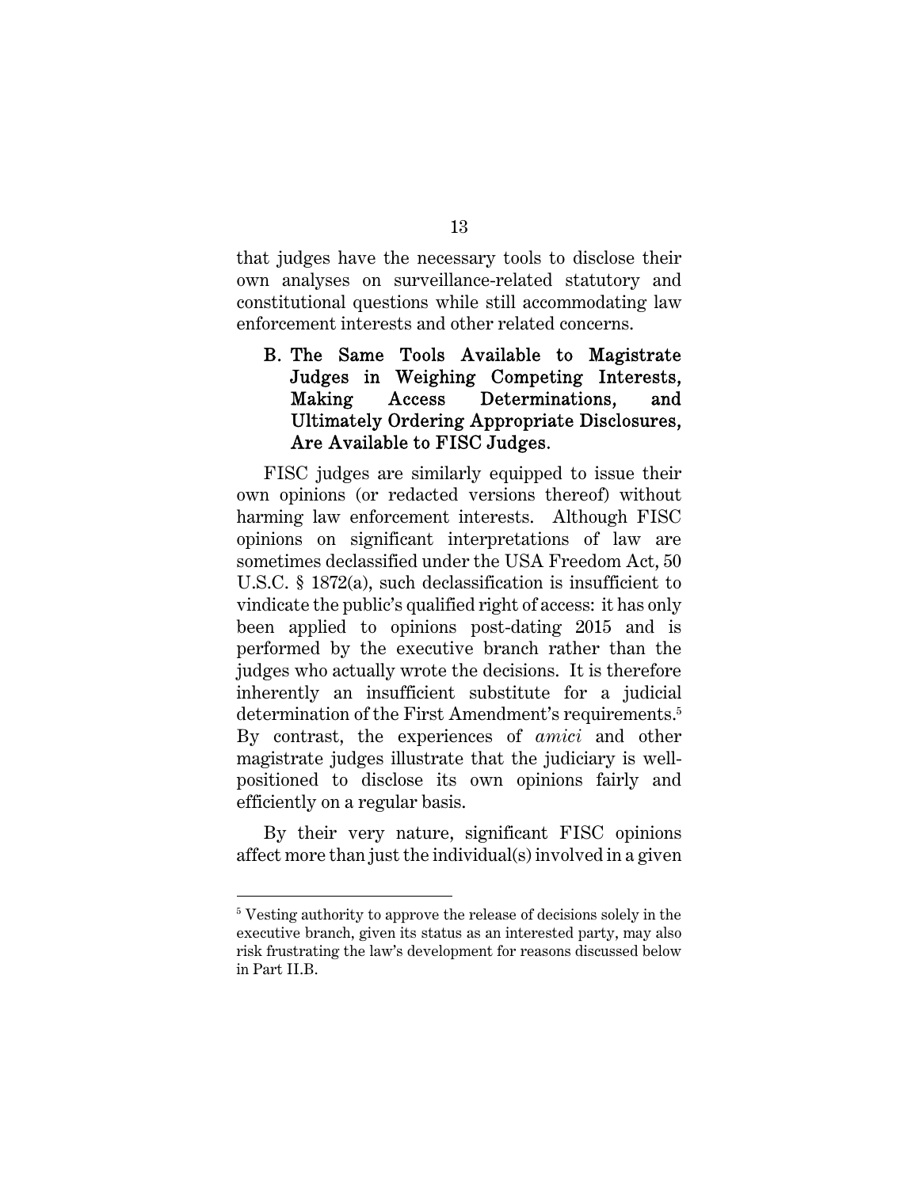that judges have the necessary tools to disclose their own analyses on surveillance-related statutory and constitutional questions while still accommodating law enforcement interests and other related concerns.

### B. The Same Tools Available to Magistrate Judges in Weighing Competing Interests, Making Access Determinations, and Ultimately Ordering Appropriate Disclosures, Are Available to FISC Judges.

FISC judges are similarly equipped to issue their own opinions (or redacted versions thereof) without harming law enforcement interests. Although FISC opinions on significant interpretations of law are sometimes declassified under the USA Freedom Act, 50 U.S.C. § 1872(a), such declassification is insufficient to vindicate the public's qualified right of access: it has only been applied to opinions post-dating 2015 and is performed by the executive branch rather than the judges who actually wrote the decisions. It is therefore inherently an insufficient substitute for a judicial determination of the First Amendment's requirements.[5] By contrast, the experiences of *amici* and other magistrate judges illustrate that the judiciary is well-positioned to disclose its own opinions fairly and efficiently on a regular basis.

By their very nature, significant FISC opinions affect more than just the individual(s) involved in a given

[5] Vesting authority to approve the release of decisions solely in the executive branch, given its status as an interested party, may also risk frustrating the law's development for reasons discussed below in Part II.B.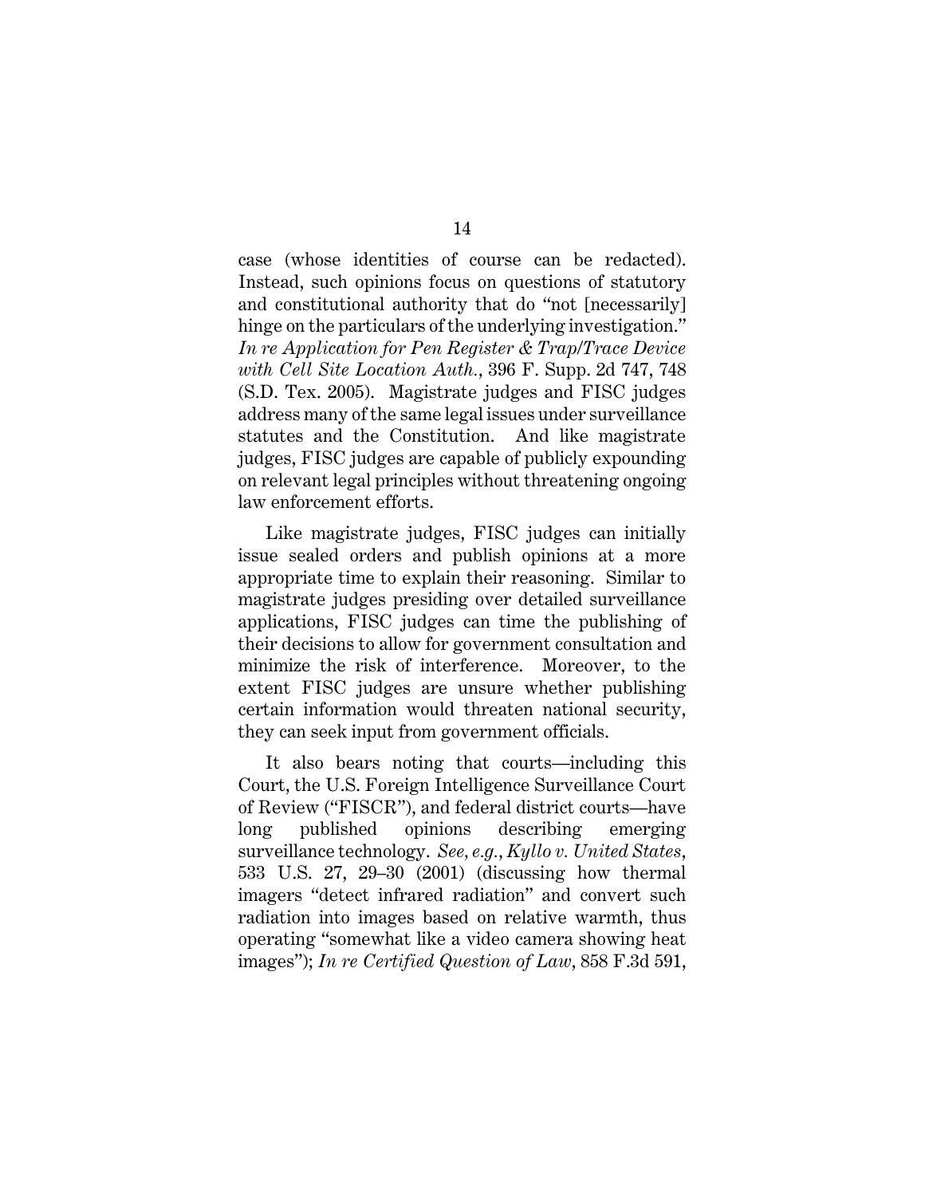case (whose identities of course can be redacted). Instead, such opinions focus on questions of statutory and constitutional authority that do "not [necessarily] hinge on the particulars of the underlying investigation." *In re Application for Pen Register & Trap/Trace Device with Cell Site Location Auth.*, 396 F. Supp. 2d 747, 748 (S.D. Tex. 2005). Magistrate judges and FISC judges address many of the same legal issues under surveillance statutes and the Constitution. And like magistrate judges, FISC judges are capable of publicly expounding on relevant legal principles without threatening ongoing law enforcement efforts.

Like magistrate judges, FISC judges can initially issue sealed orders and publish opinions at a more appropriate time to explain their reasoning. Similar to magistrate judges presiding over detailed surveillance applications, FISC judges can time the publishing of their decisions to allow for government consultation and minimize the risk of interference. Moreover, to the extent FISC judges are unsure whether publishing certain information would threaten national security, they can seek input from government officials.

It also bears noting that courts—including this Court, the U.S. Foreign Intelligence Surveillance Court of Review ("FISCR"), and federal district courts—have long published opinions describing emerging surveillance technology. *See, e.g.*, *Kyllo v. United States*, 533 U.S. 27, 29–30 (2001) (discussing how thermal imagers "detect infrared radiation" and convert such radiation into images based on relative warmth, thus operating "somewhat like a video camera showing heat images"); *In re Certified Question of Law*, 858 F.3d 591,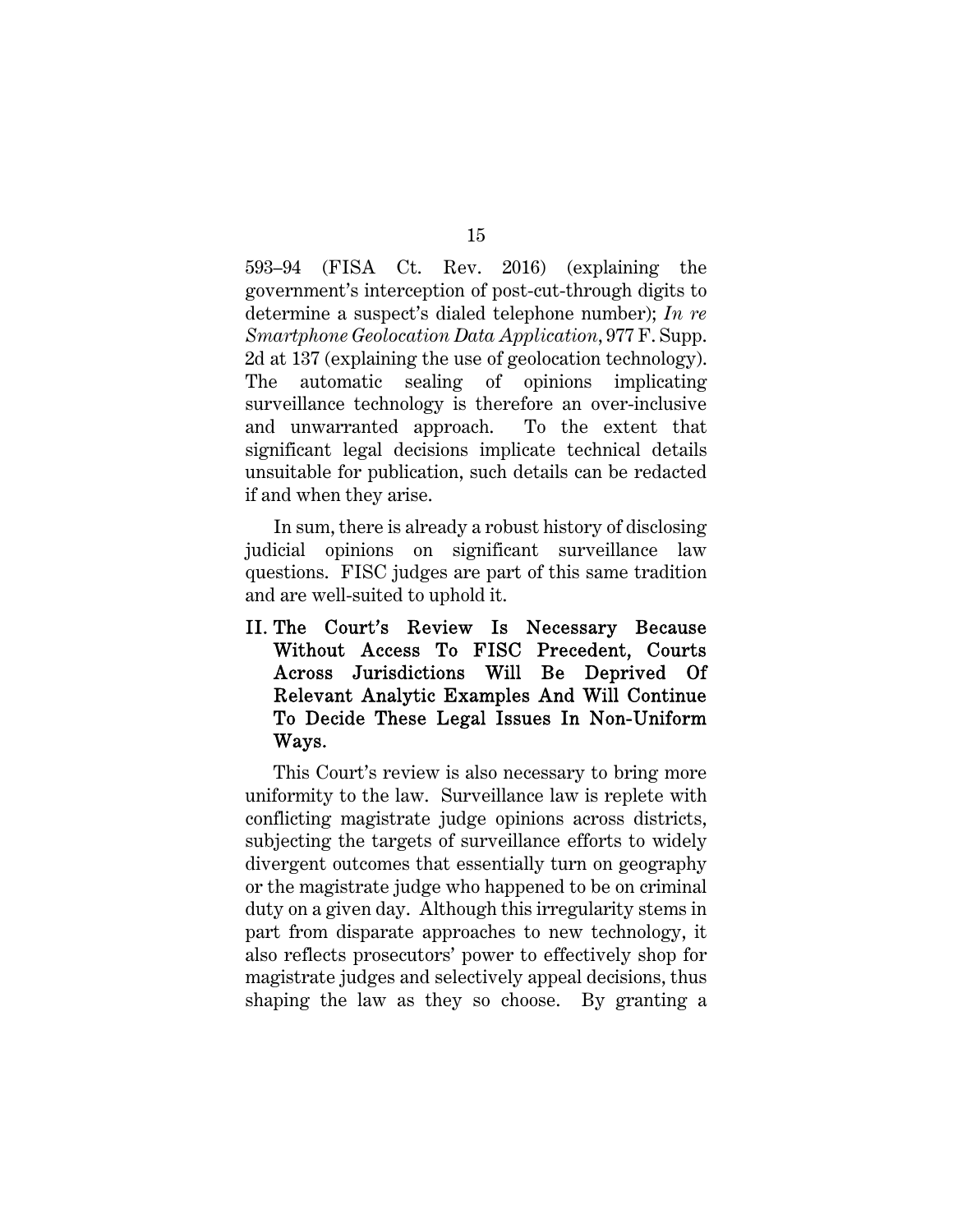593–94 (FISA Ct. Rev. 2016) (explaining the government's interception of post-cut-through digits to determine a suspect's dialed telephone number); *In re Smartphone Geolocation Data Application*, 977 F. Supp. 2d at 137 (explaining the use of geolocation technology). The automatic sealing of opinions implicating surveillance technology is therefore an over-inclusive and unwarranted approach. To the extent that significant legal decisions implicate technical details unsuitable for publication, such details can be redacted if and when they arise.

In sum, there is already a robust history of disclosing judicial opinions on significant surveillance law questions. FISC judges are part of this same tradition and are well-suited to uphold it.

## II. The Court's Review Is Necessary Because Without Access To FISC Precedent, Courts Across Jurisdictions Will Be Deprived Of Relevant Analytic Examples And Will Continue To Decide These Legal Issues In Non-Uniform Ways.

This Court's review is also necessary to bring more uniformity to the law. Surveillance law is replete with conflicting magistrate judge opinions across districts, subjecting the targets of surveillance efforts to widely divergent outcomes that essentially turn on geography or the magistrate judge who happened to be on criminal duty on a given day. Although this irregularity stems in part from disparate approaches to new technology, it also reflects prosecutors' power to effectively shop for magistrate judges and selectively appeal decisions, thus shaping the law as they so choose. By granting a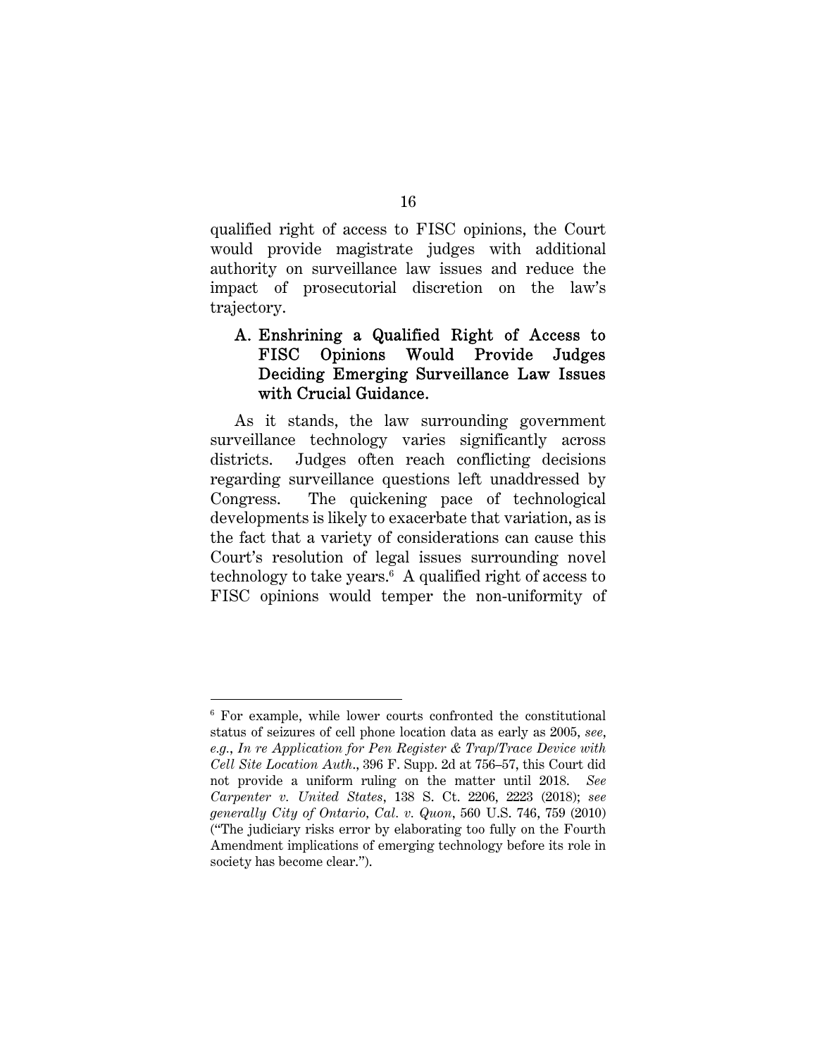qualified right of access to FISC opinions, the Court would provide magistrate judges with additional authority on surveillance law issues and reduce the impact of prosecutorial discretion on the law's trajectory.

### A. Enshrining a Qualified Right of Access to FISC Opinions Would Provide Judges Deciding Emerging Surveillance Law Issues with Crucial Guidance.

As it stands, the law surrounding government surveillance technology varies significantly across districts. Judges often reach conflicting decisions regarding surveillance questions left unaddressed by Congress. The quickening pace of technological developments is likely to exacerbate that variation, as is the fact that a variety of considerations can cause this Court's resolution of legal issues surrounding novel technology to take years.[6] A qualified right of access to FISC opinions would temper the non-uniformity of

---

[6] For example, while lower courts confronted the constitutional status of seizures of cell phone location data as early as 2005, *see, e.g.*, *In re Application for Pen Register & Trap/Trace Device with Cell Site Location Auth.*, 396 F. Supp. 2d at 756–57, this Court did not provide a uniform ruling on the matter until 2018. *See Carpenter v. United States*, 138 S. Ct. 2206, 2223 (2018); *see generally City of Ontario, Cal. v. Quon*, 560 U.S. 746, 759 (2010) ("The judiciary risks error by elaborating too fully on the Fourth Amendment implications of emerging technology before its role in society has become clear.").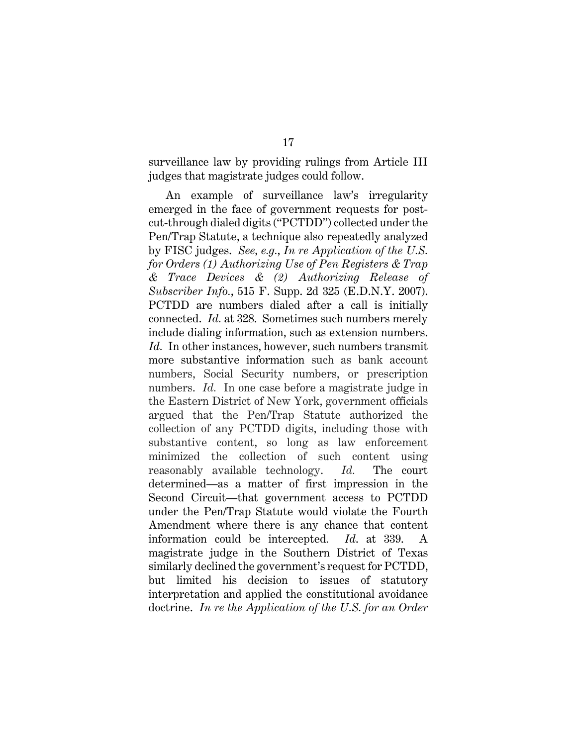surveillance law by providing rulings from Article III judges that magistrate judges could follow.

An example of surveillance law's irregularity emerged in the face of government requests for post-cut-through dialed digits ("PCTDD") collected under the Pen/Trap Statute, a technique also repeatedly analyzed by FISC judges. *See, e.g.*, *In re Application of the U.S. for Orders (1) Authorizing Use of Pen Registers & Trap & Trace Devices & (2) Authorizing Release of Subscriber Info.*, 515 F. Supp. 2d 325 (E.D.N.Y. 2007). PCTDD are numbers dialed after a call is initially connected. *Id.* at 328. Sometimes such numbers merely include dialing information, such as extension numbers. *Id.* In other instances, however, such numbers transmit more substantive information such as bank account numbers, Social Security numbers, or prescription numbers. *Id.* In one case before a magistrate judge in the Eastern District of New York, government officials argued that the Pen/Trap Statute authorized the collection of any PCTDD digits, including those with substantive content, so long as law enforcement minimized the collection of such content using reasonably available technology. *Id.* The court determined—as a matter of first impression in the Second Circuit—that government access to PCTDD under the Pen/Trap Statute would violate the Fourth Amendment where there is any chance that content information could be intercepted. *Id.* at 339. A magistrate judge in the Southern District of Texas similarly declined the government's request for PCTDD, but limited his decision to issues of statutory interpretation and applied the constitutional avoidance doctrine. *In re the Application of the U.S. for an Order*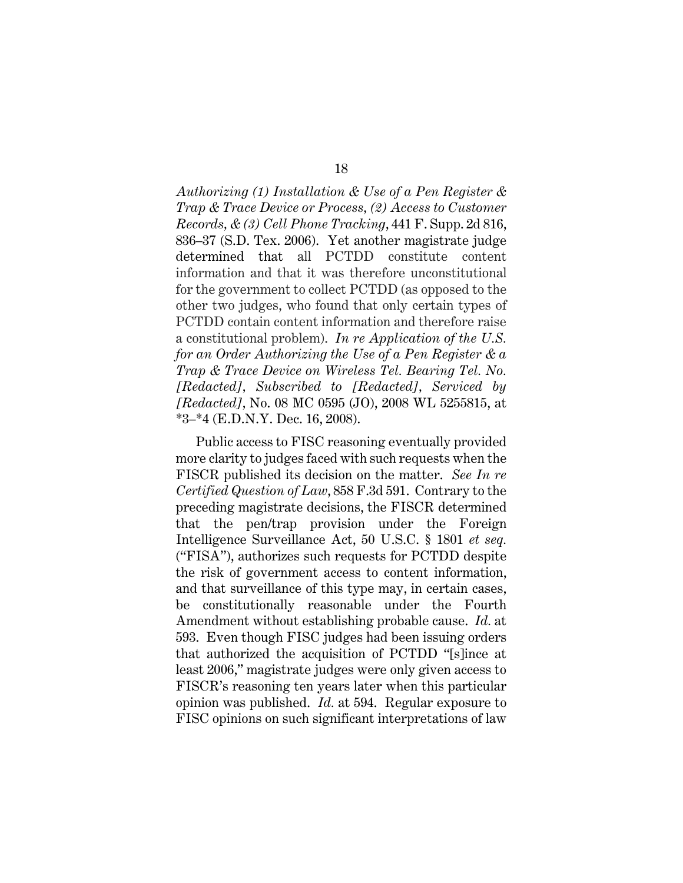*Authorizing (1) Installation & Use of a Pen Register & Trap & Trace Device or Process, (2) Access to Customer Records, & (3) Cell Phone Tracking*, 441 F. Supp. 2d 816, 836–37 (S.D. Tex. 2006). Yet another magistrate judge determined that all PCTDD constitute content information and that it was therefore unconstitutional for the government to collect PCTDD (as opposed to the other two judges, who found that only certain types of PCTDD contain content information and therefore raise a constitutional problem). *In re Application of the U.S. for an Order Authorizing the Use of a Pen Register & a Trap & Trace Device on Wireless Tel. Bearing Tel. No. [Redacted], Subscribed to [Redacted], Serviced by [Redacted]*, No. 08 MC 0595 (JO), 2008 WL 5255815, at *3–*4 (E.D.N.Y. Dec. 16, 2008).

Public access to FISC reasoning eventually provided more clarity to judges faced with such requests when the FISCR published its decision on the matter. *See In re Certified Question of Law*, 858 F.3d 591. Contrary to the preceding magistrate decisions, the FISCR determined that the pen/trap provision under the Foreign Intelligence Surveillance Act, 50 U.S.C. § 1801 *et seq.* ("FISA"), authorizes such requests for PCTDD despite the risk of government access to content information, and that surveillance of this type may, in certain cases, be constitutionally reasonable under the Fourth Amendment without establishing probable cause. *Id.* at 593. Even though FISC judges had been issuing orders that authorized the acquisition of PCTDD "[s]ince at least 2006," magistrate judges were only given access to FISCR's reasoning ten years later when this particular opinion was published. *Id.* at 594. Regular exposure to FISC opinions on such significant interpretations of law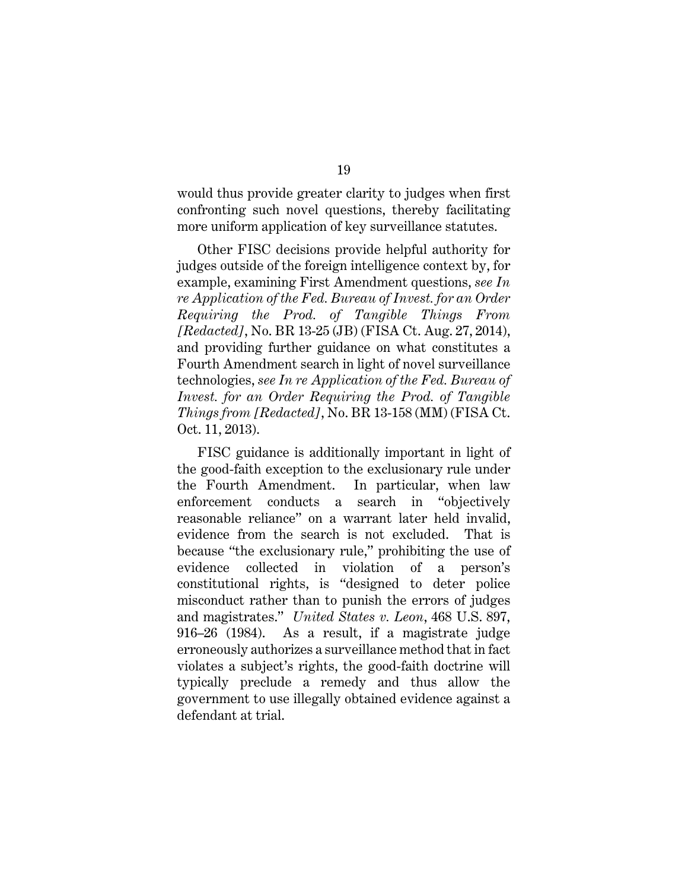would thus provide greater clarity to judges when first confronting such novel questions, thereby facilitating more uniform application of key surveillance statutes.

Other FISC decisions provide helpful authority for judges outside of the foreign intelligence context by, for example, examining First Amendment questions, *see In re Application of the Fed. Bureau of Invest. for an Order Requiring the Prod. of Tangible Things From [Redacted]*, No. BR 13-25 (JB) (FISA Ct. Aug. 27, 2014), and providing further guidance on what constitutes a Fourth Amendment search in light of novel surveillance technologies, *see In re Application of the Fed. Bureau of Invest. for an Order Requiring the Prod. of Tangible Things from [Redacted]*, No. BR 13-158 (MM) (FISA Ct. Oct. 11, 2013).

FISC guidance is additionally important in light of the good-faith exception to the exclusionary rule under the Fourth Amendment. In particular, when law enforcement conducts a search in "objectively reasonable reliance" on a warrant later held invalid, evidence from the search is not excluded. That is because "the exclusionary rule," prohibiting the use of evidence collected in violation of a person's constitutional rights, is "designed to deter police misconduct rather than to punish the errors of judges and magistrates." *United States v. Leon*, 468 U.S. 897, 916–26 (1984). As a result, if a magistrate judge erroneously authorizes a surveillance method that in fact violates a subject's rights, the good-faith doctrine will typically preclude a remedy and thus allow the government to use illegally obtained evidence against a defendant at trial.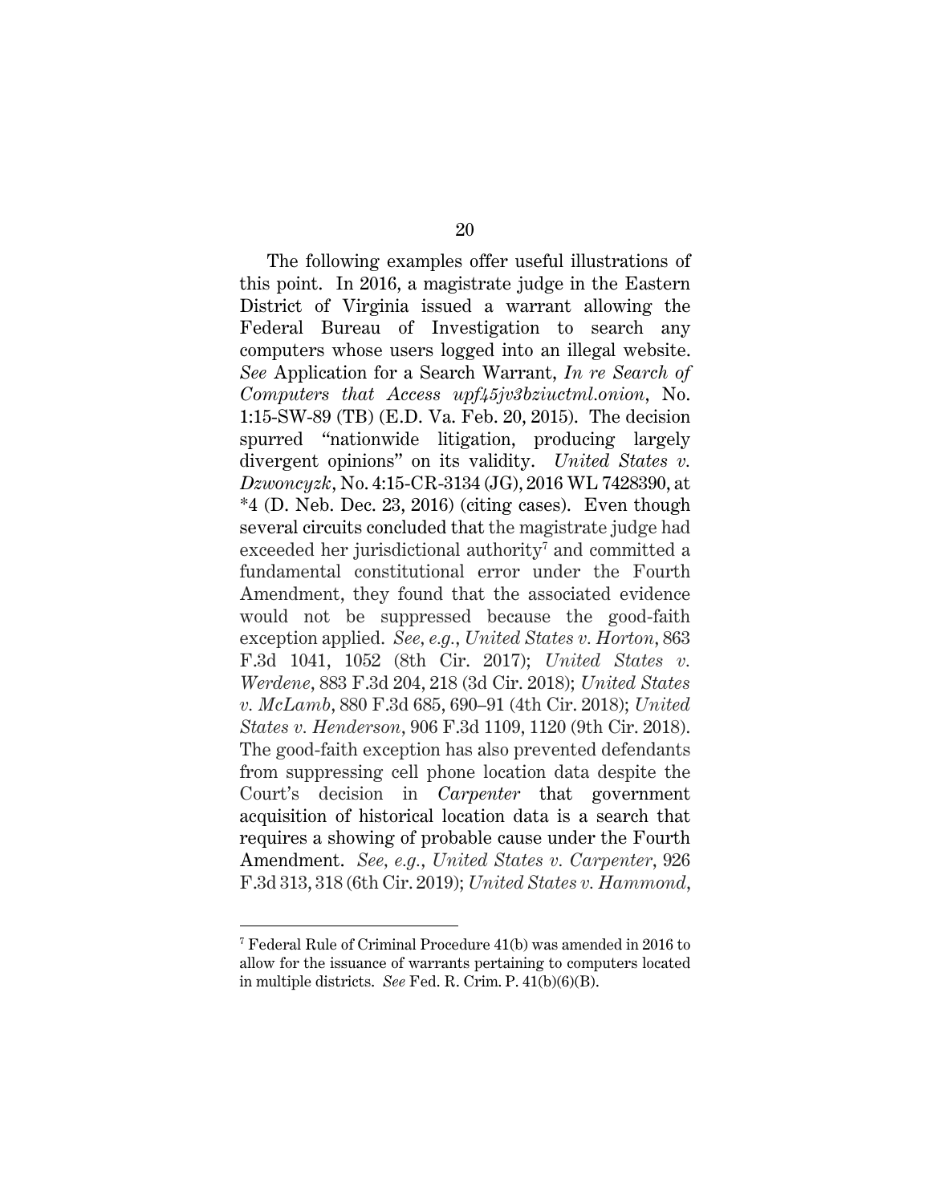The following examples offer useful illustrations of this point. In 2016, a magistrate judge in the Eastern District of Virginia issued a warrant allowing the Federal Bureau of Investigation to search any computers whose users logged into an illegal website. *See* Application for a Search Warrant, *In re Search of Computers that Access upf45jv3bziuctml.onion*, No. 1:15-SW-89 (TB) (E.D. Va. Feb. 20, 2015). The decision spurred "nationwide litigation, producing largely divergent opinions" on its validity. *United States v. Dzwoncyzk*, No. 4:15-CR-3134 (JG), 2016 WL 7428390, at *4 (D. Neb. Dec. 23, 2016) (citing cases). Even though several circuits concluded that the magistrate judge had exceeded her jurisdictional authority[7] and committed a fundamental constitutional error under the Fourth Amendment, they found that the associated evidence would not be suppressed because the good-faith exception applied. *See, e.g.*, *United States v. Horton*, 863 F.3d 1041, 1052 (8th Cir. 2017); *United States v. Werdene*, 883 F.3d 204, 218 (3d Cir. 2018); *United States v. McLamb*, 880 F.3d 685, 690–91 (4th Cir. 2018); *United States v. Henderson*, 906 F.3d 1109, 1120 (9th Cir. 2018). The good-faith exception has also prevented defendants from suppressing cell phone location data despite the Court's decision in *Carpenter* that government acquisition of historical location data is a search that requires a showing of probable cause under the Fourth Amendment. *See, e.g.*, *United States v. Carpenter*, 926 F.3d 313, 318 (6th Cir. 2019); *United States v. Hammond*,

---

[7] Federal Rule of Criminal Procedure 41(b) was amended in 2016 to allow for the issuance of warrants pertaining to computers located in multiple districts. *See* Fed. R. Crim. P. 41(b)(6)(B).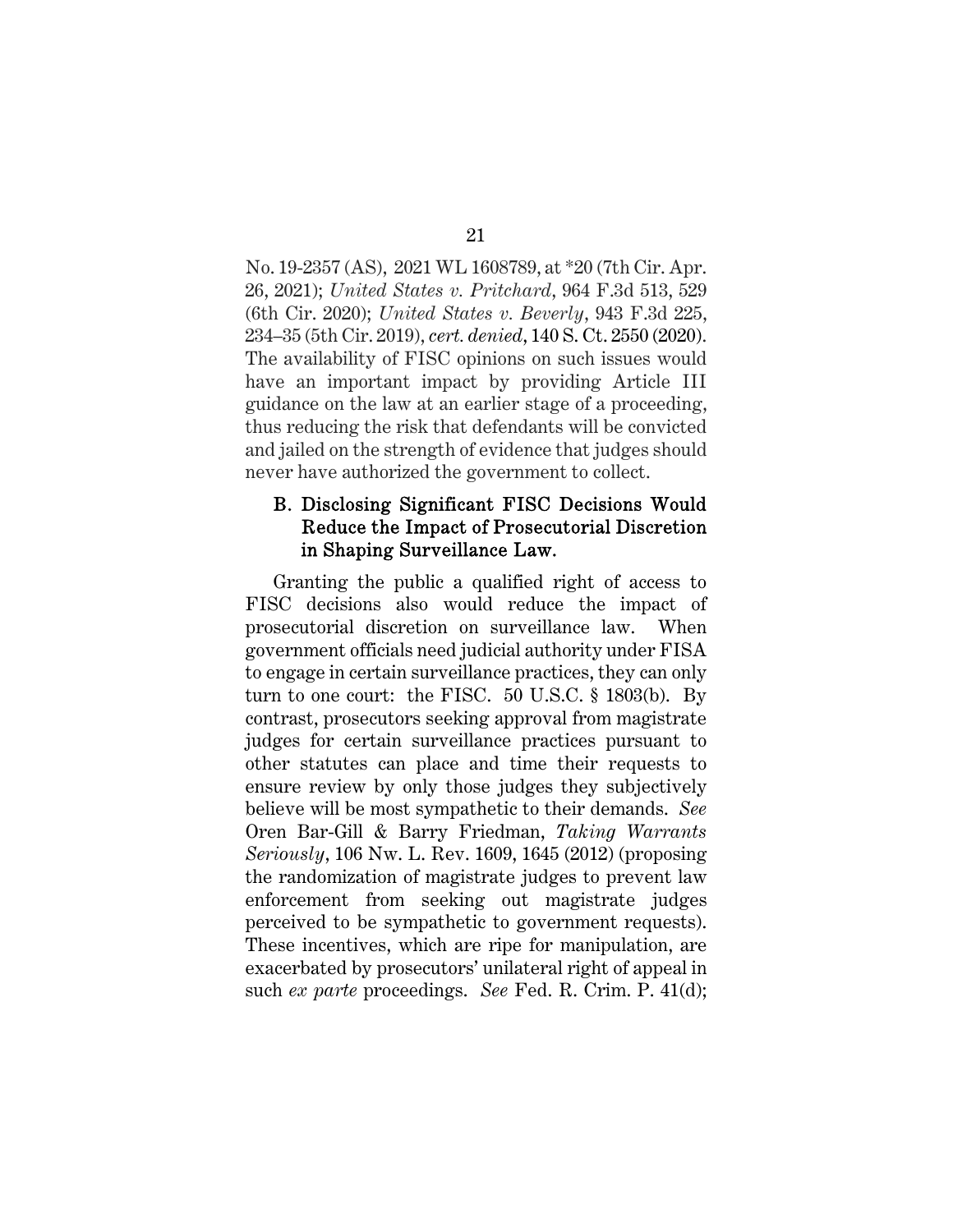No. 19-2357 (AS), 2021 WL 1608789, at *20 (7th Cir. Apr. 26, 2021); *United States v. Pritchard*, 964 F.3d 513, 529 (6th Cir. 2020); *United States v. Beverly*, 943 F.3d 225, 234–35 (5th Cir. 2019), *cert. denied*, 140 S. Ct. 2550 (2020). The availability of FISC opinions on such issues would have an important impact by providing Article III guidance on the law at an earlier stage of a proceeding, thus reducing the risk that defendants will be convicted and jailed on the strength of evidence that judges should never have authorized the government to collect.

### B. Disclosing Significant FISC Decisions Would Reduce the Impact of Prosecutorial Discretion in Shaping Surveillance Law.

Granting the public a qualified right of access to FISC decisions also would reduce the impact of prosecutorial discretion on surveillance law. When government officials need judicial authority under FISA to engage in certain surveillance practices, they can only turn to one court: the FISC. 50 U.S.C. § 1803(b). By contrast, prosecutors seeking approval from magistrate judges for certain surveillance practices pursuant to other statutes can place and time their requests to ensure review by only those judges they subjectively believe will be most sympathetic to their demands. *See* Oren Bar-Gill & Barry Friedman, *Taking Warrants Seriously*, 106 Nw. L. Rev. 1609, 1645 (2012) (proposing the randomization of magistrate judges to prevent law enforcement from seeking out magistrate judges perceived to be sympathetic to government requests). These incentives, which are ripe for manipulation, are exacerbated by prosecutors' unilateral right of appeal in such *ex parte* proceedings. *See* Fed. R. Crim. P. 41(d);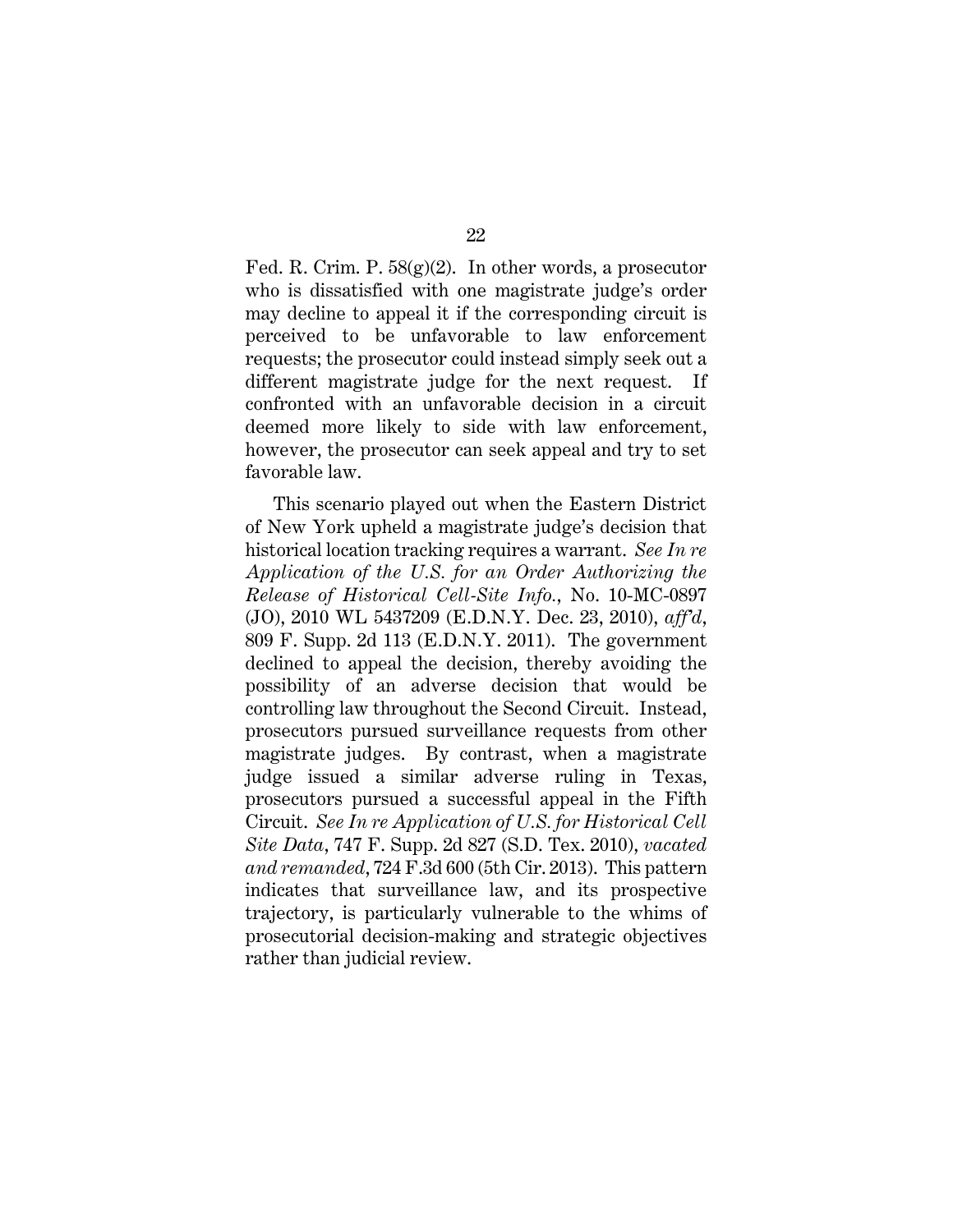Fed. R. Crim. P. 58(g)(2). In other words, a prosecutor who is dissatisfied with one magistrate judge's order may decline to appeal it if the corresponding circuit is perceived to be unfavorable to law enforcement requests; the prosecutor could instead simply seek out a different magistrate judge for the next request. If confronted with an unfavorable decision in a circuit deemed more likely to side with law enforcement, however, the prosecutor can seek appeal and try to set favorable law.

This scenario played out when the Eastern District of New York upheld a magistrate judge's decision that historical location tracking requires a warrant. *See In re Application of the U.S. for an Order Authorizing the Release of Historical Cell-Site Info.*, No. 10-MC-0897 (JO), 2010 WL 5437209 (E.D.N.Y. Dec. 23, 2010), *aff'd*, 809 F. Supp. 2d 113 (E.D.N.Y. 2011). The government declined to appeal the decision, thereby avoiding the possibility of an adverse decision that would be controlling law throughout the Second Circuit. Instead, prosecutors pursued surveillance requests from other magistrate judges. By contrast, when a magistrate judge issued a similar adverse ruling in Texas, prosecutors pursued a successful appeal in the Fifth Circuit. *See In re Application of U.S. for Historical Cell Site Data*, 747 F. Supp. 2d 827 (S.D. Tex. 2010), *vacated and remanded*, 724 F.3d 600 (5th Cir. 2013). This pattern indicates that surveillance law, and its prospective trajectory, is particularly vulnerable to the whims of prosecutorial decision-making and strategic objectives rather than judicial review.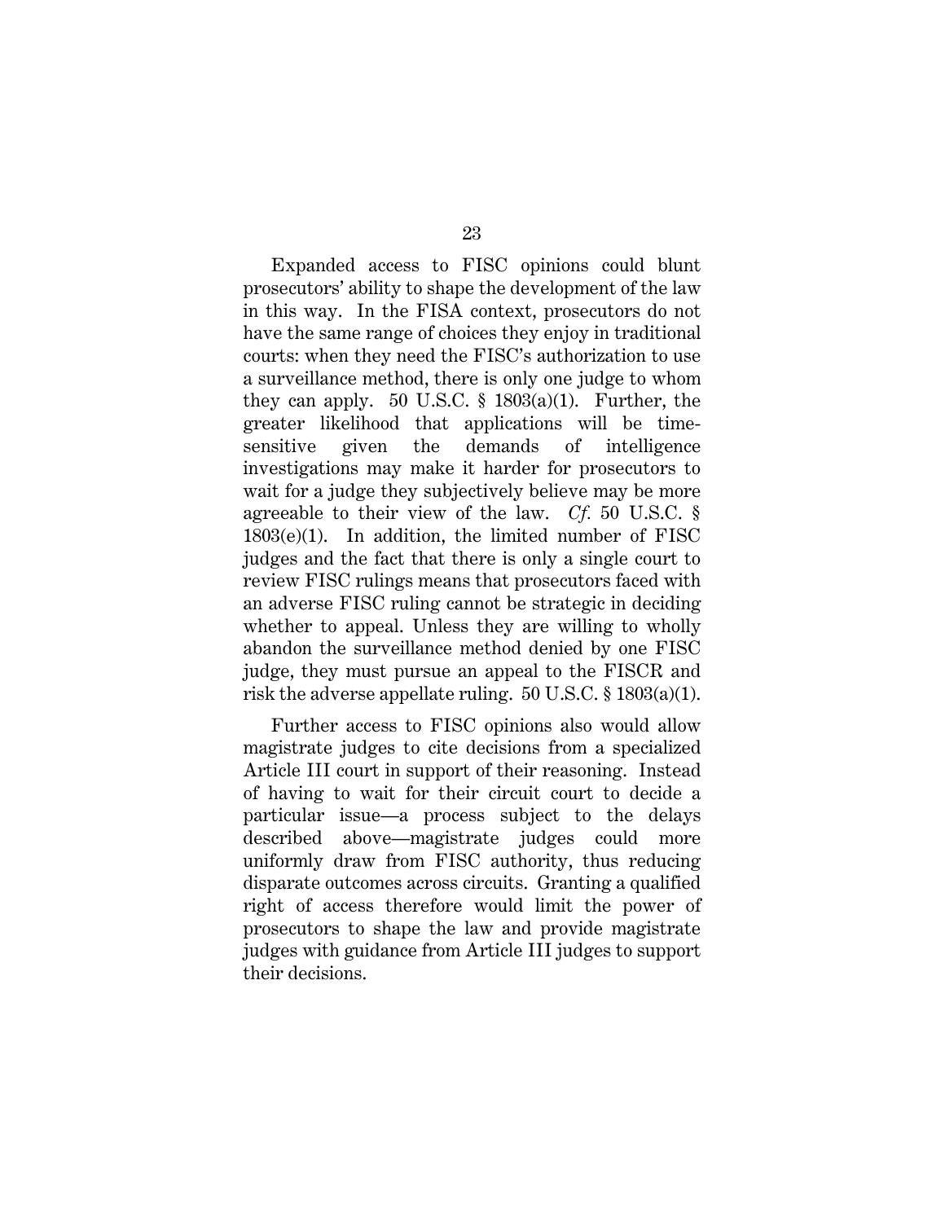Expanded access to FISC opinions could blunt prosecutors' ability to shape the development of the law in this way. In the FISA context, prosecutors do not have the same range of choices they enjoy in traditional courts: when they need the FISC's authorization to use a surveillance method, there is only one judge to whom they can apply. 50 U.S.C. § 1803(a)(1). Further, the greater likelihood that applications will be time-sensitive given the demands of intelligence investigations may make it harder for prosecutors to wait for a judge they subjectively believe may be more agreeable to their view of the law. *Cf.* 50 U.S.C. § 1803(e)(1). In addition, the limited number of FISC judges and the fact that there is only a single court to review FISC rulings means that prosecutors faced with an adverse FISC ruling cannot be strategic in deciding whether to appeal. Unless they are willing to wholly abandon the surveillance method denied by one FISC judge, they must pursue an appeal to the FISCR and risk the adverse appellate ruling. 50 U.S.C. § 1803(a)(1).

Further access to FISC opinions also would allow magistrate judges to cite decisions from a specialized Article III court in support of their reasoning. Instead of having to wait for their circuit court to decide a particular issue—a process subject to the delays described above—magistrate judges could more uniformly draw from FISC authority, thus reducing disparate outcomes across circuits. Granting a qualified right of access therefore would limit the power of prosecutors to shape the law and provide magistrate judges with guidance from Article III judges to support their decisions.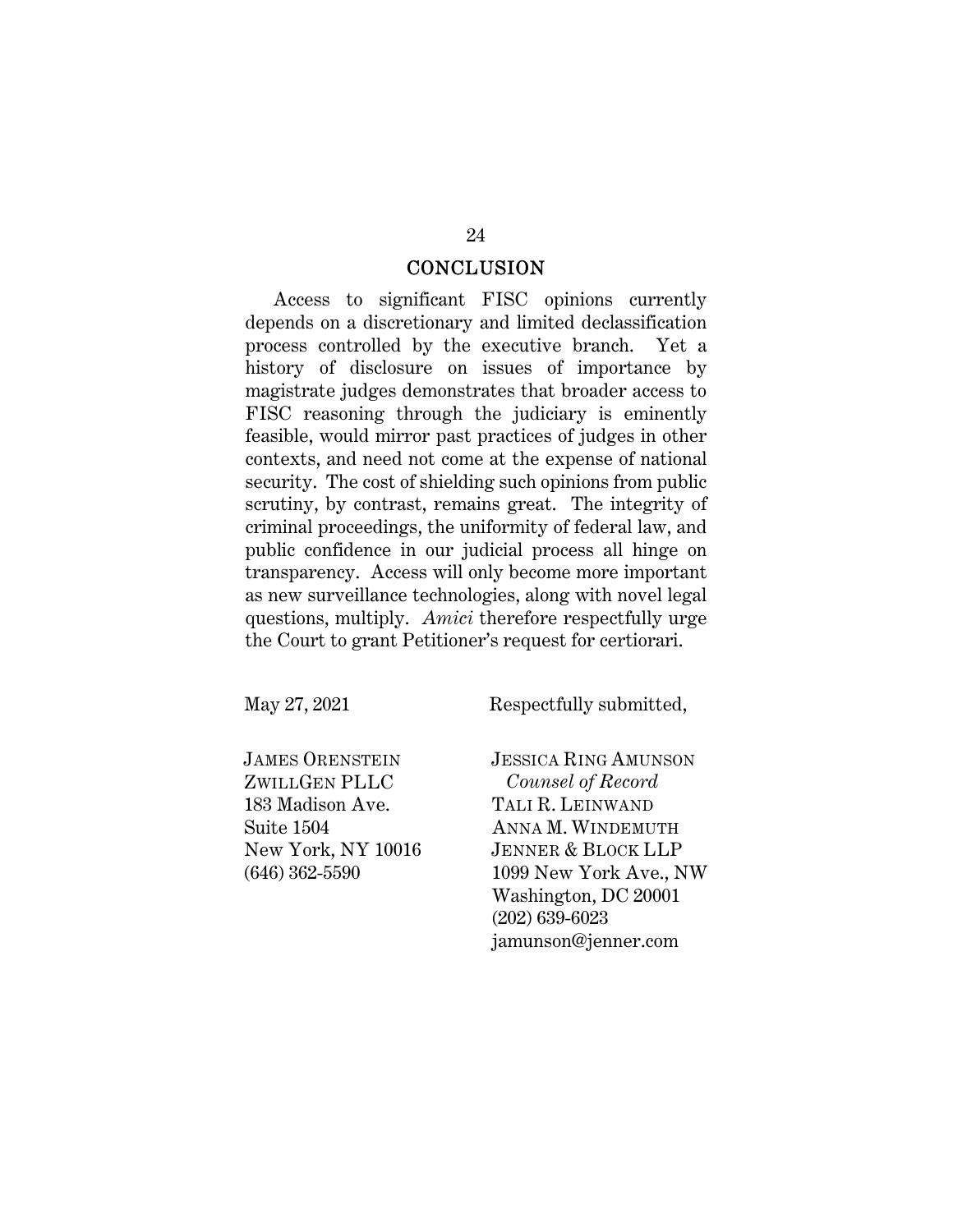## CONCLUSION

Access to significant FISC opinions currently depends on a discretionary and limited declassification process controlled by the executive branch. Yet a history of disclosure on issues of importance by magistrate judges demonstrates that broader access to FISC reasoning through the judiciary is eminently feasible, would mirror past practices of judges in other contexts, and need not come at the expense of national security. The cost of shielding such opinions from public scrutiny, by contrast, remains great. The integrity of criminal proceedings, the uniformity of federal law, and public confidence in our judicial process all hinge on transparency. Access will only become more important as new surveillance technologies, along with novel legal questions, multiply. *Amici* therefore respectfully urge the Court to grant Petitioner's request for certiorari.

May 27, 2021

Respectfully submitted,

JAMES ORENSTEIN
ZWILLGEN PLLC
183 Madison Ave.
Suite 1504
New York, NY 10016
(646) 362-5590

JESSICA RING AMUNSON
*Counsel of Record*
TALI R. LEINWAND
ANNA M. WINDEMUTH
JENNER & BLOCK LLP
1099 New York Ave., NW
Washington, DC 20001
(202) 639-6023
jamunson@jenner.com